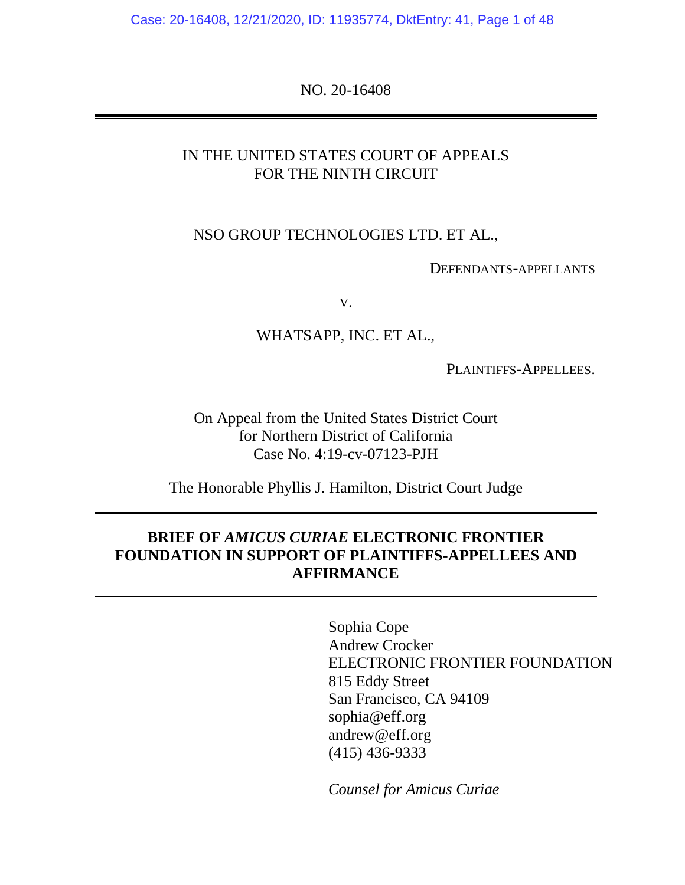NO. 20-16408

IN THE UNITED STATES COURT OF APPEALS
FOR THE NINTH CIRCUIT

NSO GROUP TECHNOLOGIES LTD. ET AL.,

DEFENDANTS-APPELLANTS

v.

WHATSAPP, INC. ET AL.,

PLAINTIFFS-APPELLEES.

On Appeal from the United States District Court
for Northern District of California
Case No. 4:19-cv-07123-PJH

The Honorable Phyllis J. Hamilton, District Court Judge

**BRIEF OF *AMICUS CURIAE* ELECTRONIC FRONTIER FOUNDATION IN SUPPORT OF PLAINTIFFS-APPELLEES AND AFFIRMANCE**

Sophia Cope
Andrew Crocker
ELECTRONIC FRONTIER FOUNDATION
815 Eddy Street
San Francisco, CA 94109
sophia@eff.org
andrew@eff.org
(415) 436-9333

*Counsel for Amicus Curiae*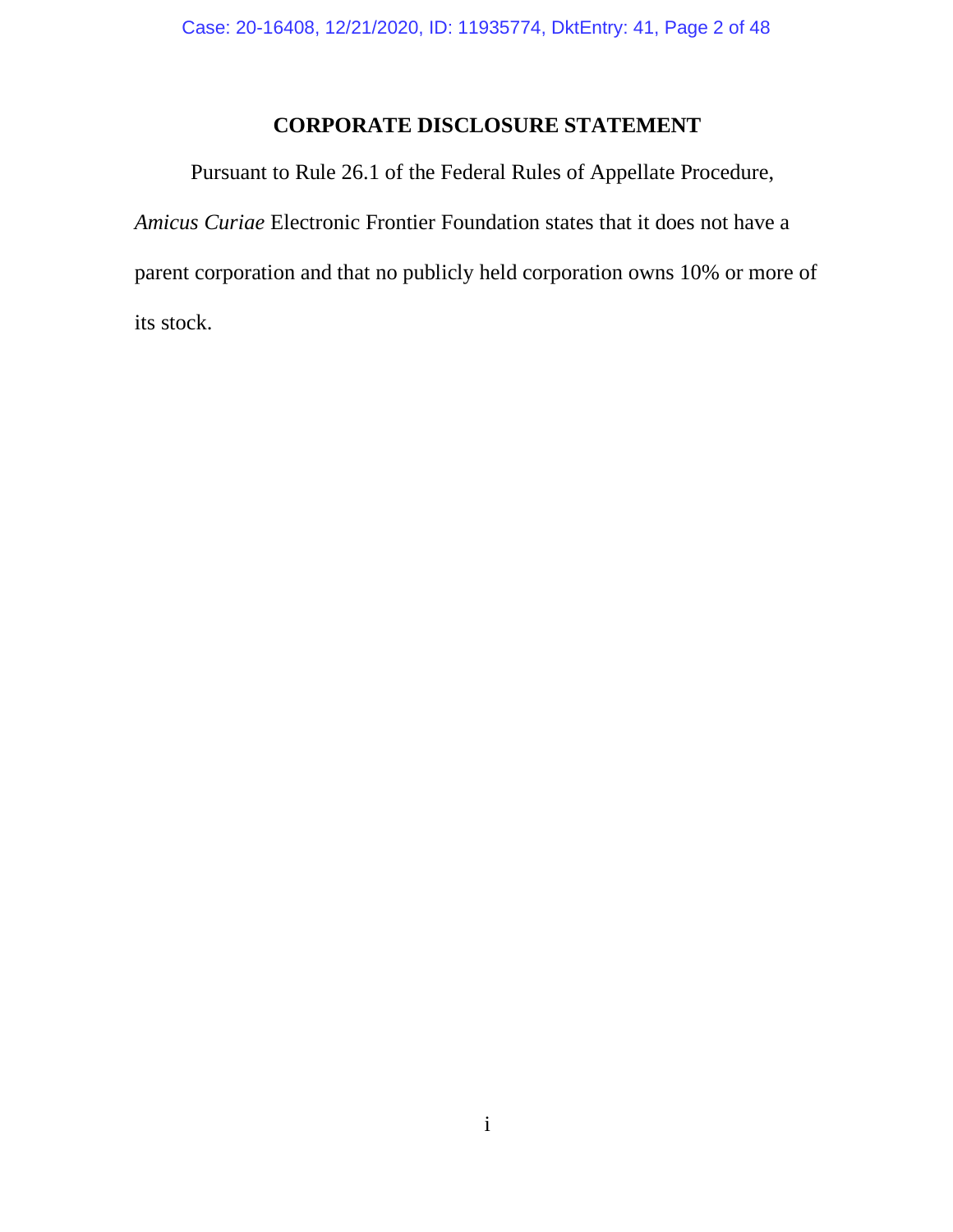# CORPORATE DISCLOSURE STATEMENT

Pursuant to Rule 26.1 of the Federal Rules of Appellate Procedure, *Amicus Curiae* Electronic Frontier Foundation states that it does not have a parent corporation and that no publicly held corporation owns 10% or more of its stock.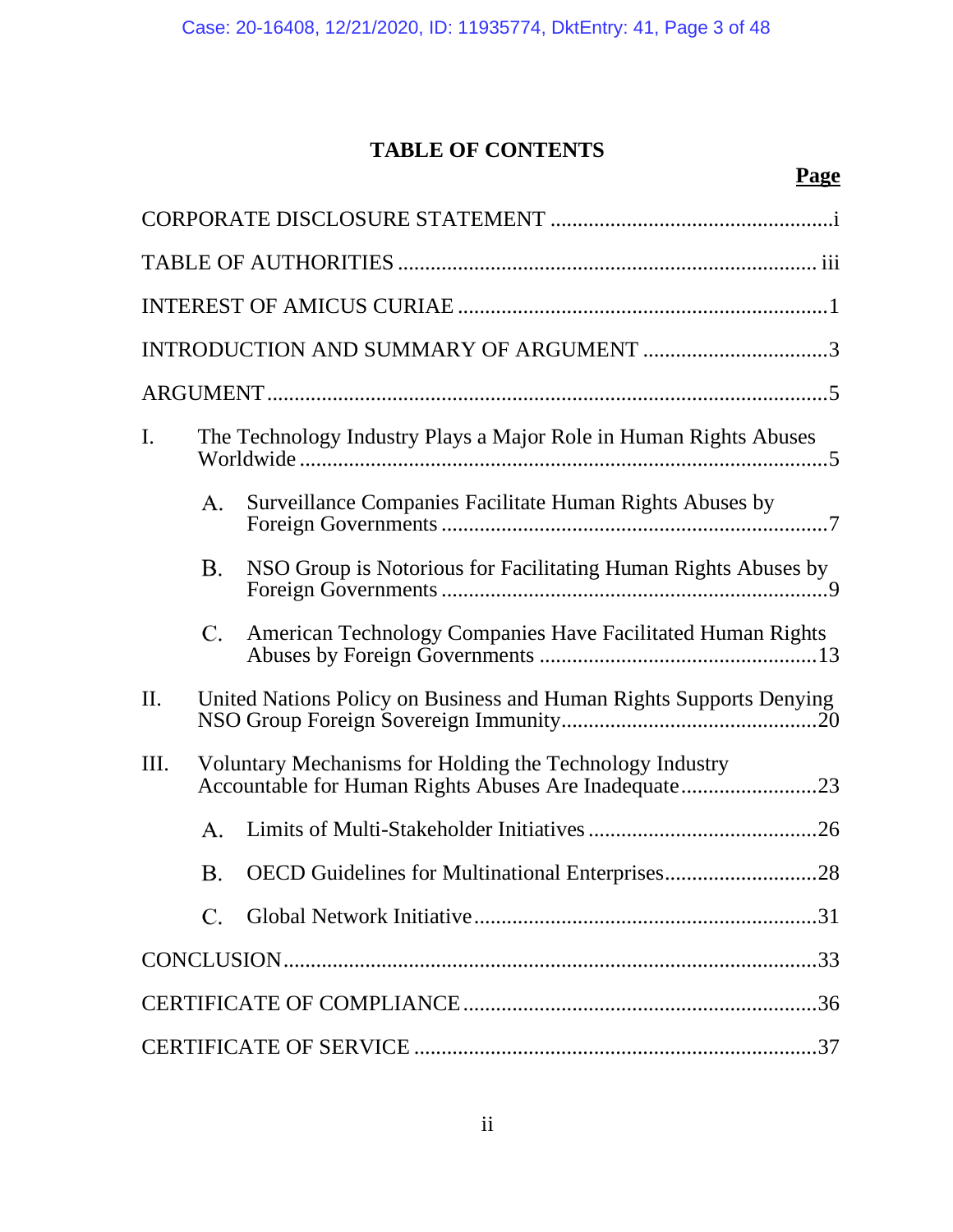# TABLE OF CONTENTS

| | Page |
|---|---|
| CORPORATE DISCLOSURE STATEMENT | i |
| TABLE OF AUTHORITIES | iii |
| INTEREST OF AMICUS CURIAE | 1 |
| INTRODUCTION AND SUMMARY OF ARGUMENT | 3 |
| ARGUMENT | 5 |
| I. The Technology Industry Plays a Major Role in Human Rights Abuses Worldwide | 5 |
| A. Surveillance Companies Facilitate Human Rights Abuses by Foreign Governments | 7 |
| B. NSO Group is Notorious for Facilitating Human Rights Abuses by Foreign Governments | 9 |
| C. American Technology Companies Have Facilitated Human Rights Abuses by Foreign Governments | 13 |
| II. United Nations Policy on Business and Human Rights Supports Denying NSO Group Foreign Sovereign Immunity | 20 |
| III. Voluntary Mechanisms for Holding the Technology Industry Accountable for Human Rights Abuses Are Inadequate | 23 |
| A. Limits of Multi-Stakeholder Initiatives | 26 |
| B. OECD Guidelines for Multinational Enterprises | 28 |
| C. Global Network Initiative | 31 |
| CONCLUSION | 33 |
| CERTIFICATE OF COMPLIANCE | 36 |
| CERTIFICATE OF SERVICE | 37 |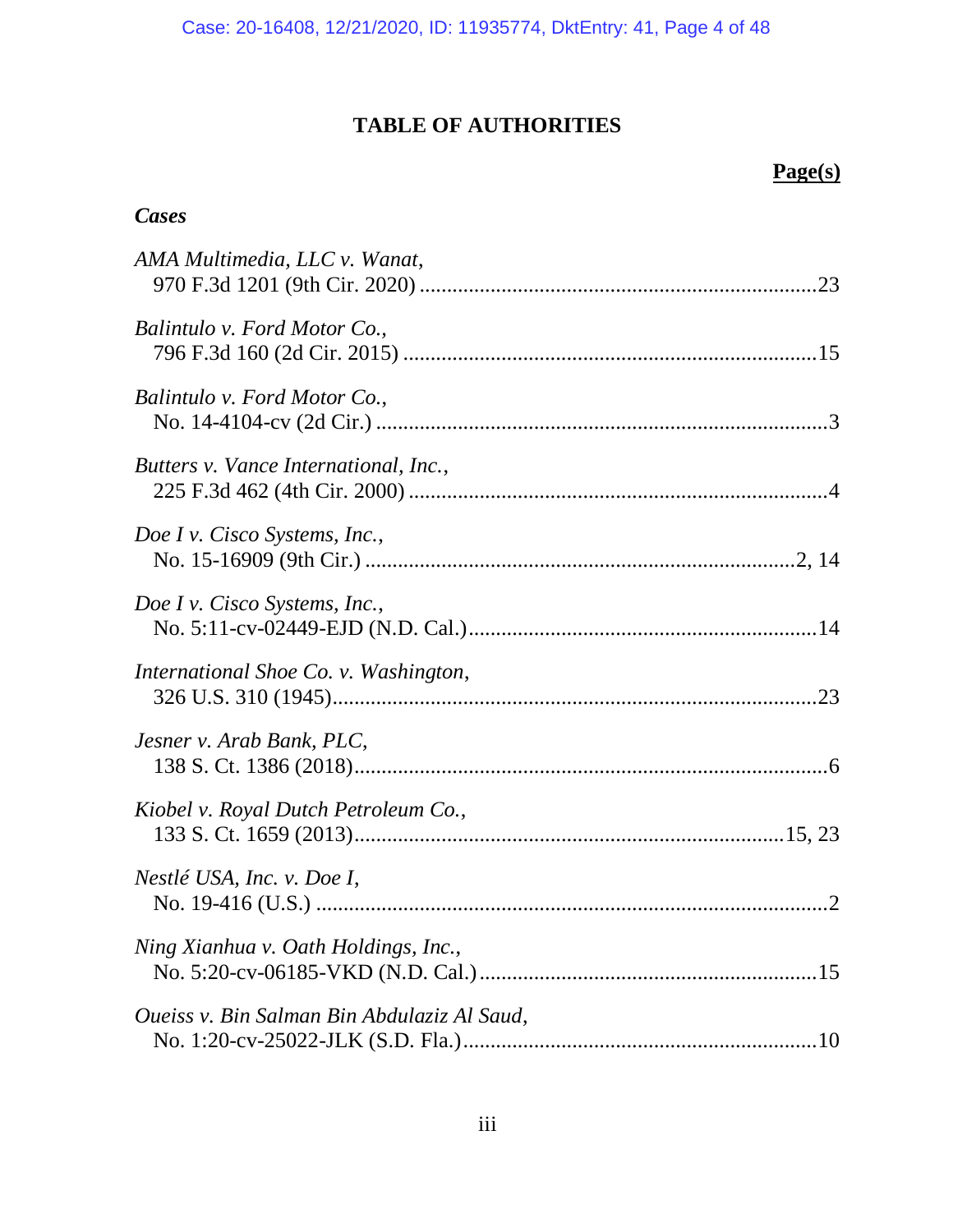# TABLE OF AUTHORITIES

**Page(s)**

***Cases***

*AMA Multimedia, LLC v. Wanat*,
970 F.3d 1201 (9th Cir. 2020) .......................................................................23

*Balintulo v. Ford Motor Co.*,
796 F.3d 160 (2d Cir. 2015) ..........................................................................15

*Balintulo v. Ford Motor Co.*,
No. 14-4104-cv (2d Cir.) .................................................................................3

*Butters v. Vance International, Inc.*,
225 F.3d 462 (4th Cir. 2000) ...........................................................................4

*Doe I v. Cisco Systems, Inc.*,
No. 15-16909 (9th Cir.) ..............................................................................2, 14

*Doe I v. Cisco Systems, Inc.*,
No. 5:11-cv-02449-EJD (N.D. Cal.)..............................................................14

*International Shoe Co. v. Washington*,
326 U.S. 310 (1945).......................................................................................23

*Jesner v. Arab Bank, PLC*,
138 S. Ct. 1386 (2018).....................................................................................6

*Kiobel v. Royal Dutch Petroleum Co.*,
133 S. Ct. 1659 (2013)...............................................................................15, 23

*Nestlé USA, Inc. v. Doe I*,
No. 19-416 (U.S.) ............................................................................................2

*Ning Xianhua v. Oath Holdings, Inc.*,
No. 5:20-cv-06185-VKD (N.D. Cal.).............................................................15

*Oueiss v. Bin Salman Bin Abdulaziz Al Saud*,
No. 1:20-cv-25022-JLK (S.D. Fla.)................................................................10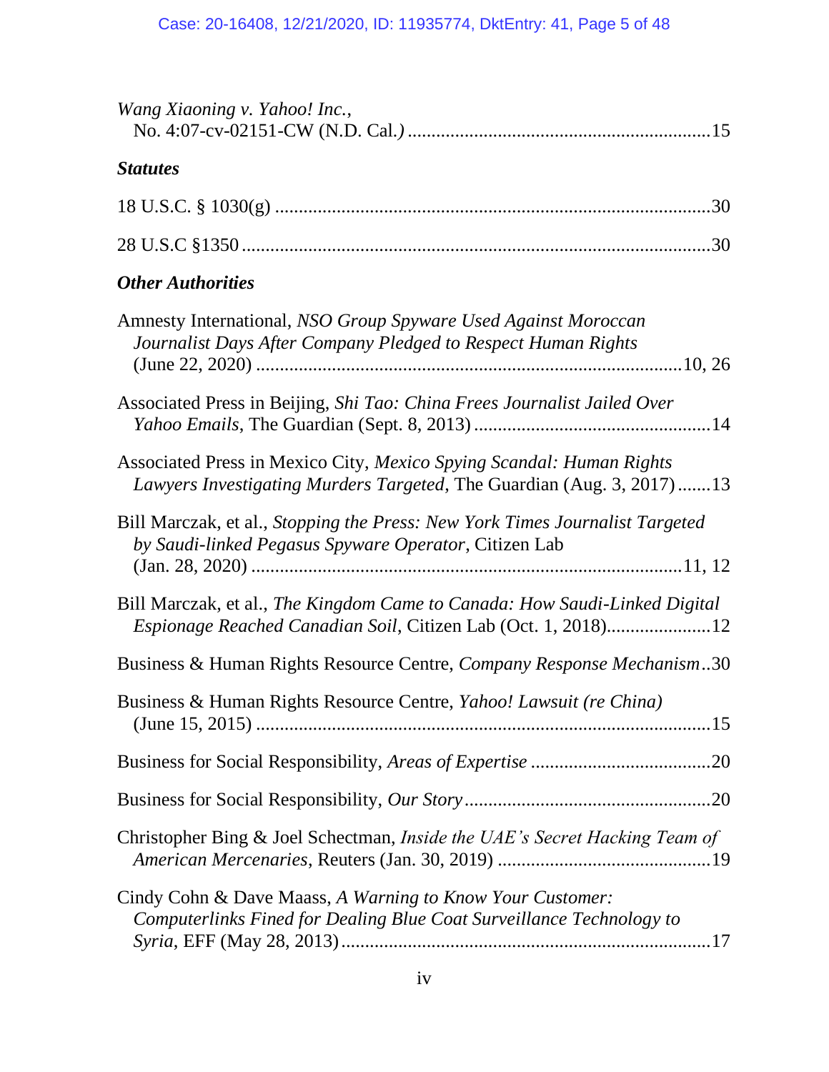*Wang Xiaoning v. Yahoo! Inc.*,
No. 4:07-cv-02151-CW (N.D. Cal.) ............................................................... 15

***Statutes***

18 U.S.C. § 1030(g) ............................................................................................ 30

28 U.S.C §1350 .................................................................................................... 30

***Other Authorities***

Amnesty International, *NSO Group Spyware Used Against Moroccan Journalist Days After Company Pledged to Respect Human Rights* (June 22, 2020) ........................................................................................... 10, 26

Associated Press in Beijing, *Shi Tao: China Frees Journalist Jailed Over Yahoo Emails*, The Guardian (Sept. 8, 2013) .................................................. 14

Associated Press in Mexico City, *Mexico Spying Scandal: Human Rights Lawyers Investigating Murders Targeted*, The Guardian (Aug. 3, 2017) ....... 13

Bill Marczak, et al., *Stopping the Press: New York Times Journalist Targeted by Saudi-linked Pegasus Spyware Operator*, Citizen Lab (Jan. 28, 2020) ........................................................................................... 11, 12

Bill Marczak, et al., *The Kingdom Came to Canada: How Saudi-Linked Digital Espionage Reached Canadian Soil*, Citizen Lab (Oct. 1, 2018)...................... 12

Business & Human Rights Resource Centre, *Company Response Mechanism* .. 30

Business & Human Rights Resource Centre, *Yahoo! Lawsuit (re China)* (June 15, 2015) ............................................................................................... 15

Business for Social Responsibility, *Areas of Expertise* ...................................... 20

Business for Social Responsibility, *Our Story* .................................................... 20

Christopher Bing & Joel Schectman, *Inside the UAE's Secret Hacking Team of American Mercenaries*, Reuters (Jan. 30, 2019) ............................................. 19

Cindy Cohn & Dave Maass, *A Warning to Know Your Customer: Computerlinks Fined for Dealing Blue Coat Surveillance Technology to Syria*, EFF (May 28, 2013) ............................................................................ 17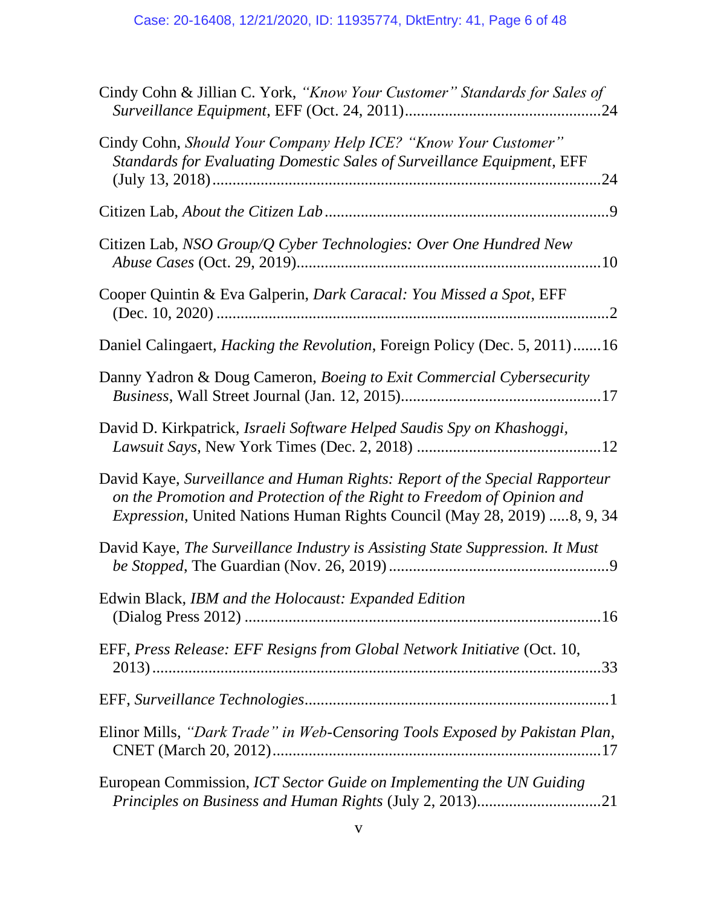Cindy Cohn & Jillian C. York, *"Know Your Customer" Standards for Sales of Surveillance Equipment*, EFF (Oct. 24, 2011)................................................24

Cindy Cohn, *Should Your Company Help ICE? "Know Your Customer" Standards for Evaluating Domestic Sales of Surveillance Equipment*, EFF (July 13, 2018)................................................................................................24

Citizen Lab, *About the Citizen Lab*.....................................................................9

Citizen Lab, *NSO Group/Q Cyber Technologies: Over One Hundred New Abuse Cases* (Oct. 29, 2019)..........................................................................10

Cooper Quintin & Eva Galperin, *Dark Caracal: You Missed a Spot*, EFF (Dec. 10, 2020) ................................................................................................2

Daniel Calingaert, *Hacking the Revolution*, Foreign Policy (Dec. 5, 2011).......16

Danny Yadron & Doug Cameron, *Boeing to Exit Commercial Cybersecurity Business*, Wall Street Journal (Jan. 12, 2015).................................................17

David D. Kirkpatrick, *Israeli Software Helped Saudis Spy on Khashoggi, Lawsuit Says*, New York Times (Dec. 2, 2018) .............................................12

David Kaye, *Surveillance and Human Rights: Report of the Special Rapporteur on the Promotion and Protection of the Right to Freedom of Opinion and Expression*, United Nations Human Rights Council (May 28, 2019) .....8, 9, 34

David Kaye, *The Surveillance Industry is Assisting State Suppression. It Must be Stopped*, The Guardian (Nov. 26, 2019).......................................................9

Edwin Black, *IBM and the Holocaust: Expanded Edition* (Dialog Press 2012) ........................................................................................16

EFF, *Press Release: EFF Resigns from Global Network Initiative* (Oct. 10, 2013)...............................................................................................33

EFF, *Surveillance Technologies*..........................................................................1

Elinor Mills, *"Dark Trade" in Web-Censoring Tools Exposed by Pakistan Plan*, CNET (March 20, 2012).................................................................................17

European Commission, *ICT Sector Guide on Implementing the UN Guiding Principles on Business and Human Rights* (July 2, 2013)...............................21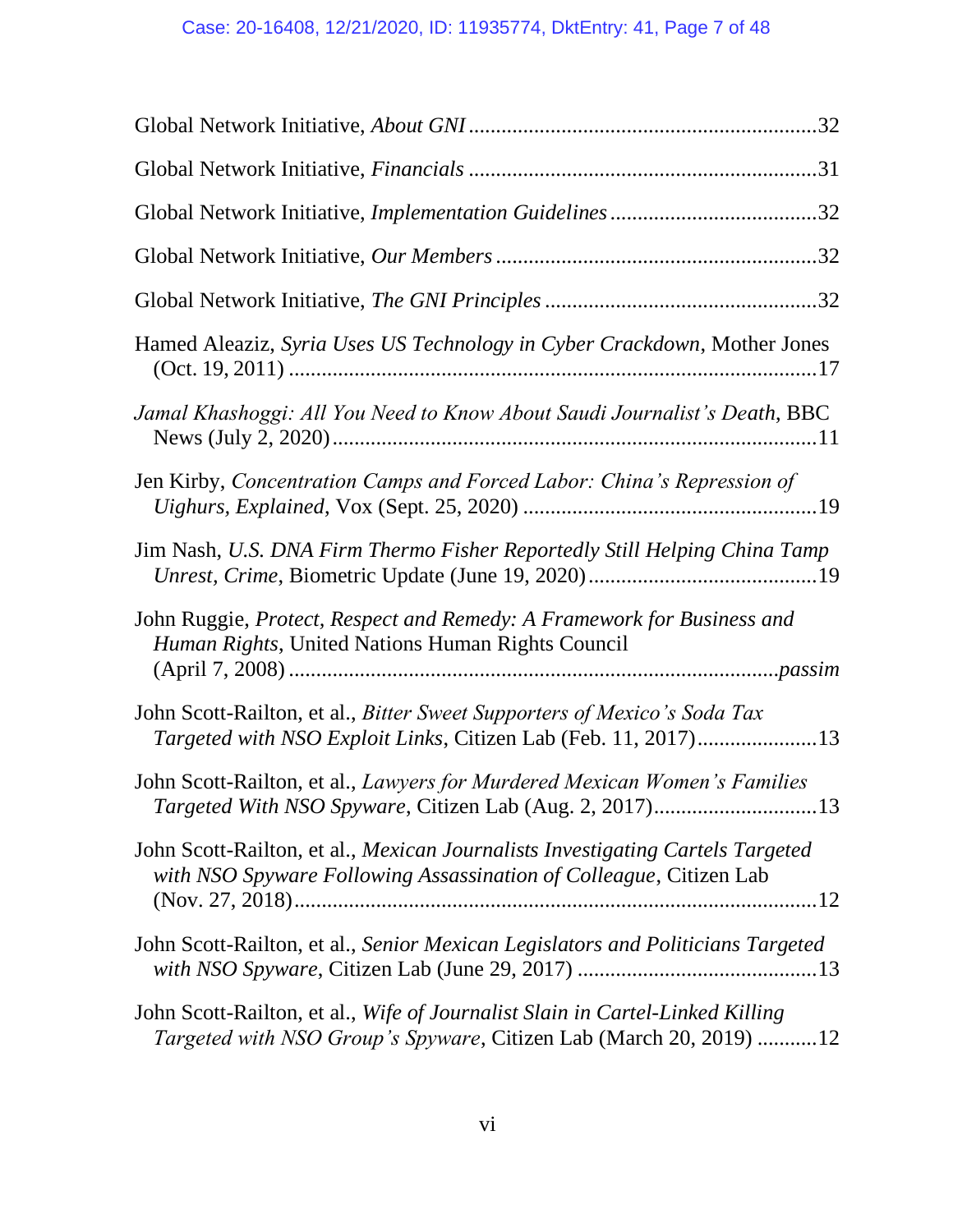Global Network Initiative, *About GNI* ............................................................32

Global Network Initiative, *Financials* ............................................................31

Global Network Initiative, *Implementation Guidelines* ....................................32

Global Network Initiative, *Our Members* ........................................................32

Global Network Initiative, *The GNI Principles* ................................................32

Hamed Aleaziz, *Syria Uses US Technology in Cyber Crackdown*, Mother Jones (Oct. 19, 2011) ..............................................................................................17

*Jamal Khashoggi: All You Need to Know About Saudi Journalist's Death*, BBC News (July 2, 2020) ......................................................................................11

Jen Kirby, *Concentration Camps and Forced Labor: China's Repression of Uighurs, Explained*, Vox (Sept. 25, 2020) ....................................................19

Jim Nash, *U.S. DNA Firm Thermo Fisher Reportedly Still Helping China Tamp Unrest, Crime*, Biometric Update (June 19, 2020) .........................................19

John Ruggie, *Protect, Respect and Remedy: A Framework for Business and Human Rights*, United Nations Human Rights Council (April 7, 2008) ........................................................................................*passim*

John Scott-Railton, et al., *Bitter Sweet Supporters of Mexico's Soda Tax Targeted with NSO Exploit Links*, Citizen Lab (Feb. 11, 2017) .....................13

John Scott-Railton, et al., *Lawyers for Murdered Mexican Women's Families Targeted With NSO Spyware*, Citizen Lab (Aug. 2, 2017) .............................13

John Scott-Railton, et al., *Mexican Journalists Investigating Cartels Targeted with NSO Spyware Following Assassination of Colleague*, Citizen Lab (Nov. 27, 2018) ............................................................................................12

John Scott-Railton, et al., *Senior Mexican Legislators and Politicians Targeted with NSO Spyware*, Citizen Lab (June 29, 2017) ..........................................13

John Scott-Railton, et al., *Wife of Journalist Slain in Cartel-Linked Killing Targeted with NSO Group's Spyware*, Citizen Lab (March 20, 2019) ...........12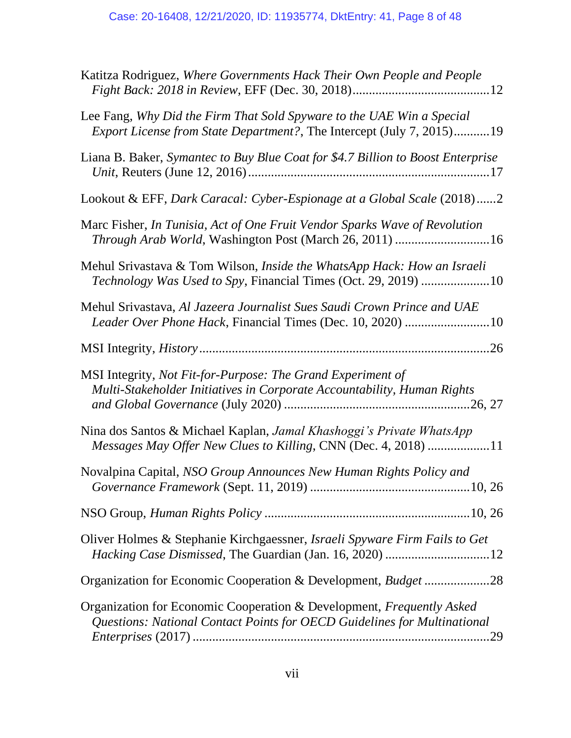Katitza Rodriguez, *Where Governments Hack Their Own People and People Fight Back: 2018 in Review*, EFF (Dec. 30, 2018)..........................................12

Lee Fang, *Why Did the Firm That Sold Spyware to the UAE Win a Special Export License from State Department?*, The Intercept (July 7, 2015)...........19

Liana B. Baker, *Symantec to Buy Blue Coat for $4.7 Billion to Boost Enterprise Unit*, Reuters (June 12, 2016).........................................................................17

Lookout & EFF, *Dark Caracal: Cyber-Espionage at a Global Scale* (2018)......2

Marc Fisher, *In Tunisia, Act of One Fruit Vendor Sparks Wave of Revolution Through Arab World*, Washington Post (March 26, 2011) ............................16

Mehul Srivastava & Tom Wilson, *Inside the WhatsApp Hack: How an Israeli Technology Was Used to Spy*, Financial Times (Oct. 29, 2019) .....................10

Mehul Srivastava, *Al Jazeera Journalist Sues Saudi Crown Prince and UAE Leader Over Phone Hack*, Financial Times (Dec. 10, 2020) ..........................10

MSI Integrity, *History*.......................................................................................26

MSI Integrity, *Not Fit-for-Purpose: The Grand Experiment of Multi-Stakeholder Initiatives in Corporate Accountability, Human Rights and Global Governance* (July 2020) ........................................................26, 27

Nina dos Santos & Michael Kaplan, *Jamal Khashoggi's Private WhatsApp Messages May Offer New Clues to Killing*, CNN (Dec. 4, 2018) ...................11

Novalpina Capital, *NSO Group Announces New Human Rights Policy and Governance Framework* (Sept. 11, 2019) .................................................10, 26

NSO Group, *Human Rights Policy* ...............................................................10, 26

Oliver Holmes & Stephanie Kirchgaessner, *Israeli Spyware Firm Fails to Get Hacking Case Dismissed*, The Guardian (Jan. 16, 2020) ................................12

Organization for Economic Cooperation & Development, *Budget* ....................28

Organization for Economic Cooperation & Development, *Frequently Asked Questions: National Contact Points for OECD Guidelines for Multinational Enterprises* (2017) ..........................................................................................29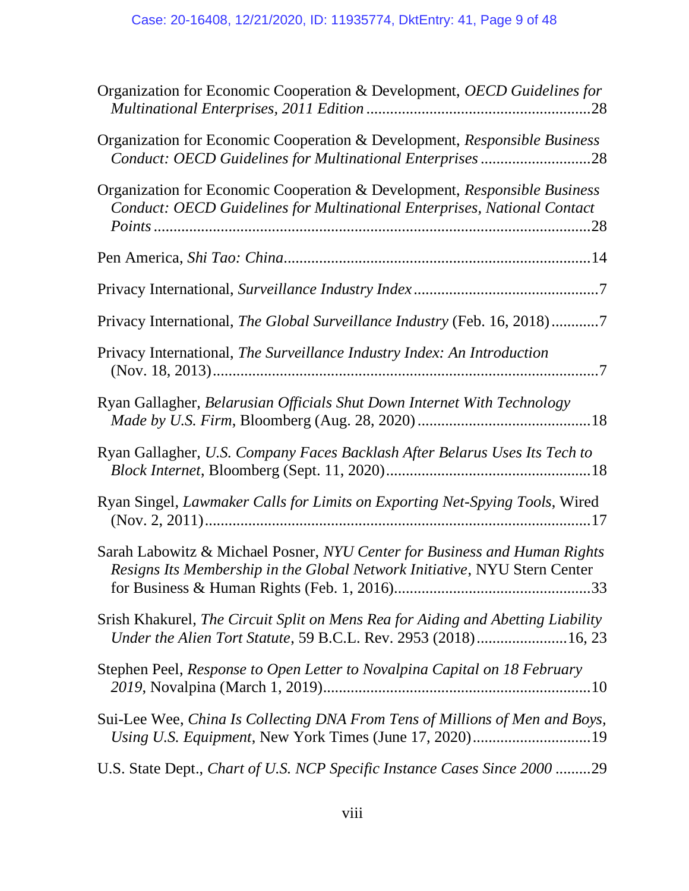Organization for Economic Cooperation & Development, *OECD Guidelines for Multinational Enterprises, 2011 Edition* ........................................................28

Organization for Economic Cooperation & Development, *Responsible Business Conduct: OECD Guidelines for Multinational Enterprises* ............................28

Organization for Economic Cooperation & Development, *Responsible Business Conduct: OECD Guidelines for Multinational Enterprises, National Contact Points* ..............................................................................................28

Pen America, *Shi Tao: China*............................................................................14

Privacy International, *Surveillance Industry Index* ..............................................7

Privacy International, *The Global Surveillance Industry* (Feb. 16, 2018)............7

Privacy International, *The Surveillance Industry Index: An Introduction* (Nov. 18, 2013).................................................................................................7

Ryan Gallagher, *Belarusian Officials Shut Down Internet With Technology Made by U.S. Firm*, Bloomberg (Aug. 28, 2020) ............................................18

Ryan Gallagher, *U.S. Company Faces Backlash After Belarus Uses Its Tech to Block Internet*, Bloomberg (Sept. 11, 2020)....................................................18

Ryan Singel, *Lawmaker Calls for Limits on Exporting Net-Spying Tools*, Wired (Nov. 2, 2011).................................................................................................17

Sarah Labowitz & Michael Posner, *NYU Center for Business and Human Rights Resigns Its Membership in the Global Network Initiative*, NYU Stern Center for Business & Human Rights (Feb. 1, 2016).................................................33

Srish Khakurel, *The Circuit Split on Mens Rea for Aiding and Abetting Liability Under the Alien Tort Statute*, 59 B.C.L. Rev. 2953 (2018).......................16, 23

Stephen Peel, *Response to Open Letter to Novalpina Capital on 18 February 2019*, Novalpina (March 1, 2019)...................................................................10

Sui-Lee Wee, *China Is Collecting DNA From Tens of Millions of Men and Boys, Using U.S. Equipment*, New York Times (June 17, 2020)..............................19

U.S. State Dept., *Chart of U.S. NCP Specific Instance Cases Since 2000* .........29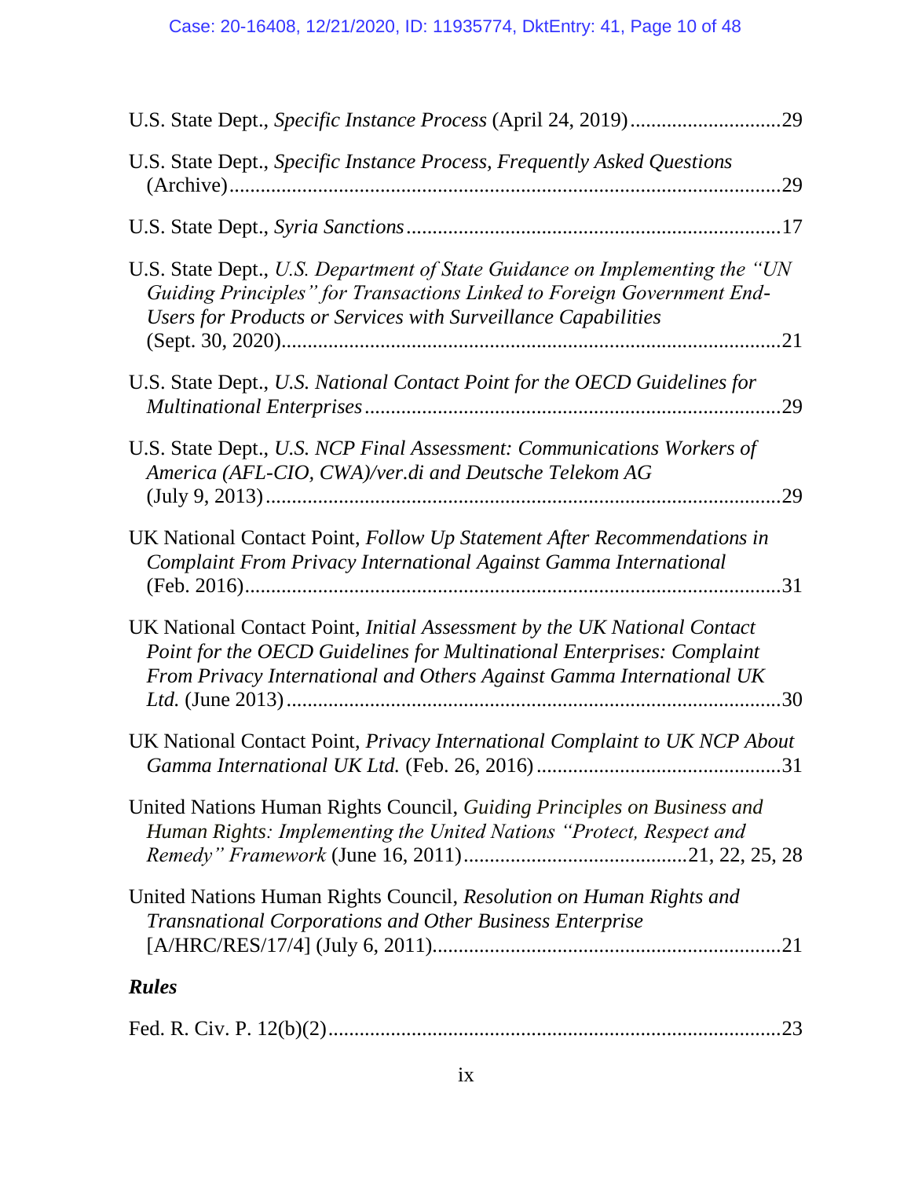U.S. State Dept., *Specific Instance Process* (April 24, 2019)............................29

U.S. State Dept., *Specific Instance Process, Frequently Asked Questions* (Archive).......................................................................................................29

U.S. State Dept., *Syria Sanctions*......................................................................17

U.S. State Dept., *U.S. Department of State Guidance on Implementing the "UN Guiding Principles" for Transactions Linked to Foreign Government End-Users for Products or Services with Surveillance Capabilities* (Sept. 30, 2020)..............................................................................................21

U.S. State Dept., *U.S. National Contact Point for the OECD Guidelines for Multinational Enterprises*...............................................................................29

U.S. State Dept., *U.S. NCP Final Assessment: Communications Workers of America (AFL-CIO, CWA)/ver.di and Deutsche Telekom AG* (July 9, 2013).................................................................................................29

UK National Contact Point, *Follow Up Statement After Recommendations in Complaint From Privacy International Against Gamma International* (Feb. 2016).....................................................................................................31

UK National Contact Point, *Initial Assessment by the UK National Contact Point for the OECD Guidelines for Multinational Enterprises: Complaint From Privacy International and Others Against Gamma International UK Ltd.* (June 2013)...........................................................................................30

UK National Contact Point, *Privacy International Complaint to UK NCP About Gamma International UK Ltd.* (Feb. 26, 2016)..............................................31

United Nations Human Rights Council, *Guiding Principles on Business and Human Rights: Implementing the United Nations "Protect, Respect and Remedy" Framework* (June 16, 2011)..........................................21, 22, 25, 28

United Nations Human Rights Council, *Resolution on Human Rights and Transnational Corporations and Other Business Enterprise* [A/HRC/RES/17/4] (July 6, 2011)..................................................................21

***Rules***

Fed. R. Civ. P. 12(b)(2)....................................................................................23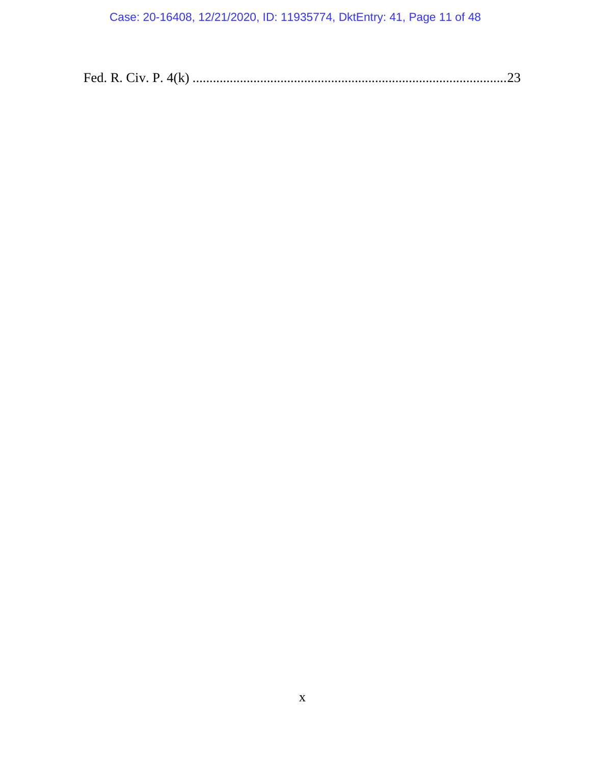Fed. R. Civ. P. 4(k) ..........................................................................................23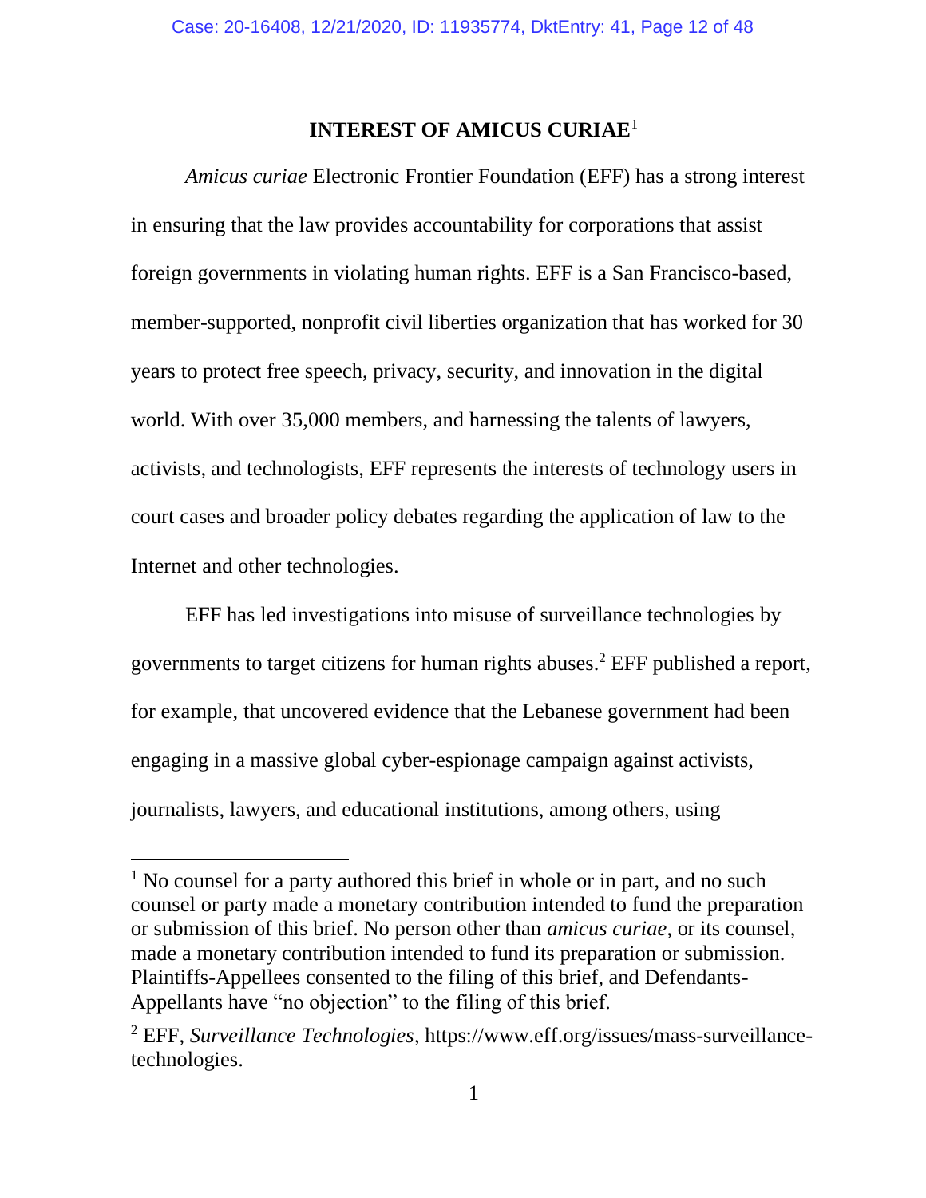## INTEREST OF AMICUS CURIAE[1]

*Amicus curiae* Electronic Frontier Foundation (EFF) has a strong interest in ensuring that the law provides accountability for corporations that assist foreign governments in violating human rights. EFF is a San Francisco-based, member-supported, nonprofit civil liberties organization that has worked for 30 years to protect free speech, privacy, security, and innovation in the digital world. With over 35,000 members, and harnessing the talents of lawyers, activists, and technologists, EFF represents the interests of technology users in court cases and broader policy debates regarding the application of law to the Internet and other technologies.

EFF has led investigations into misuse of surveillance technologies by governments to target citizens for human rights abuses.[2] EFF published a report, for example, that uncovered evidence that the Lebanese government had been engaging in a massive global cyber-espionage campaign against activists, journalists, lawyers, and educational institutions, among others, using

---

[1] No counsel for a party authored this brief in whole or in part, and no such counsel or party made a monetary contribution intended to fund the preparation or submission of this brief. No person other than *amicus curiae*, or its counsel, made a monetary contribution intended to fund its preparation or submission. Plaintiffs-Appellees consented to the filing of this brief, and Defendants-Appellants have "no objection" to the filing of this brief.

[2] EFF, *Surveillance Technologies*, https://www.eff.org/issues/mass-surveillance-technologies.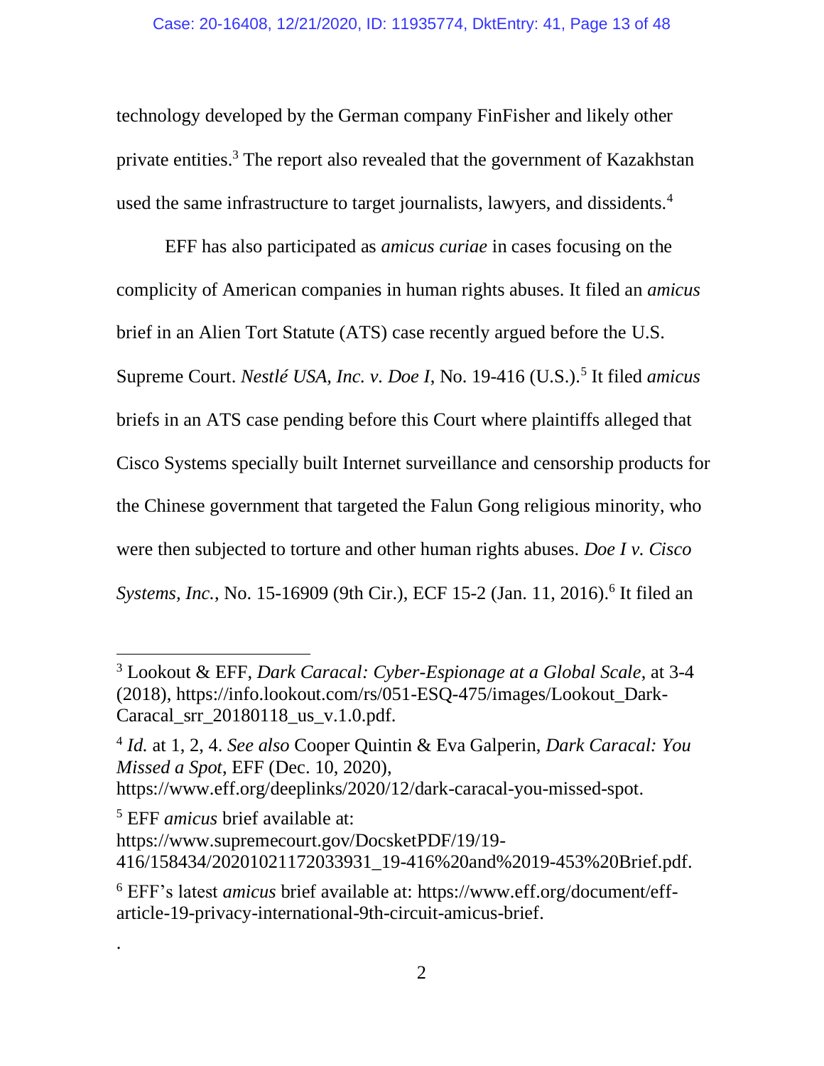technology developed by the German company FinFisher and likely other private entities.[3] The report also revealed that the government of Kazakhstan used the same infrastructure to target journalists, lawyers, and dissidents.[4]

EFF has also participated as *amicus curiae* in cases focusing on the complicity of American companies in human rights abuses. It filed an *amicus* brief in an Alien Tort Statute (ATS) case recently argued before the U.S. Supreme Court. *Nestlé USA, Inc. v. Doe I*, No. 19-416 (U.S.).[5] It filed *amicus* briefs in an ATS case pending before this Court where plaintiffs alleged that Cisco Systems specially built Internet surveillance and censorship products for the Chinese government that targeted the Falun Gong religious minority, who were then subjected to torture and other human rights abuses. *Doe I v. Cisco Systems, Inc.*, No. 15-16909 (9th Cir.), ECF 15-2 (Jan. 11, 2016).[6] It filed an

---

[3] Lookout & EFF, *Dark Caracal: Cyber-Espionage at a Global Scale*, at 3-4 (2018), https://info.lookout.com/rs/051-ESQ-475/images/Lookout_Dark-Caracal_srr_20180118_us_v.1.0.pdf.

[4] *Id.* at 1, 2, 4. *See also* Cooper Quintin & Eva Galperin, *Dark Caracal: You Missed a Spot*, EFF (Dec. 10, 2020), https://www.eff.org/deeplinks/2020/12/dark-caracal-you-missed-spot.

[5] EFF *amicus* brief available at: https://www.supremecourt.gov/DocsketPDF/19/19-416/158434/20201021172033931_19-416%20and%2019-453%20Brief.pdf.

[6] EFF's latest *amicus* brief available at: https://www.eff.org/document/eff-article-19-privacy-international-9th-circuit-amicus-brief.

.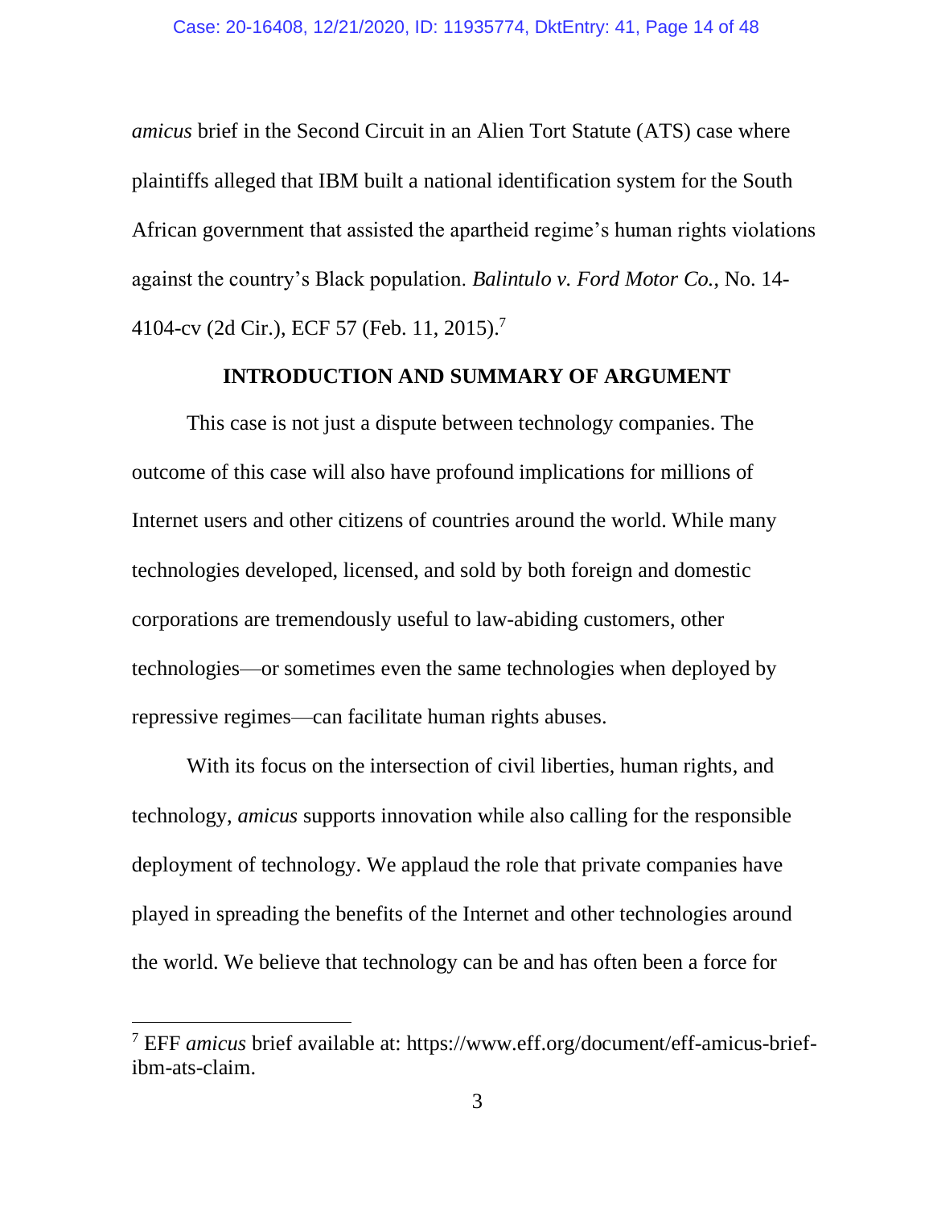*amicus* brief in the Second Circuit in an Alien Tort Statute (ATS) case where plaintiffs alleged that IBM built a national identification system for the South African government that assisted the apartheid regime's human rights violations against the country's Black population. *Balintulo v. Ford Motor Co.*, No. 14-4104-cv (2d Cir.), ECF 57 (Feb. 11, 2015).[7]

## INTRODUCTION AND SUMMARY OF ARGUMENT

This case is not just a dispute between technology companies. The outcome of this case will also have profound implications for millions of Internet users and other citizens of countries around the world. While many technologies developed, licensed, and sold by both foreign and domestic corporations are tremendously useful to law-abiding customers, other technologies—or sometimes even the same technologies when deployed by repressive regimes—can facilitate human rights abuses.

With its focus on the intersection of civil liberties, human rights, and technology, *amicus* supports innovation while also calling for the responsible deployment of technology. We applaud the role that private companies have played in spreading the benefits of the Internet and other technologies around the world. We believe that technology can be and has often been a force for

---

[7] EFF *amicus* brief available at: https://www.eff.org/document/eff-amicus-brief-ibm-ats-claim.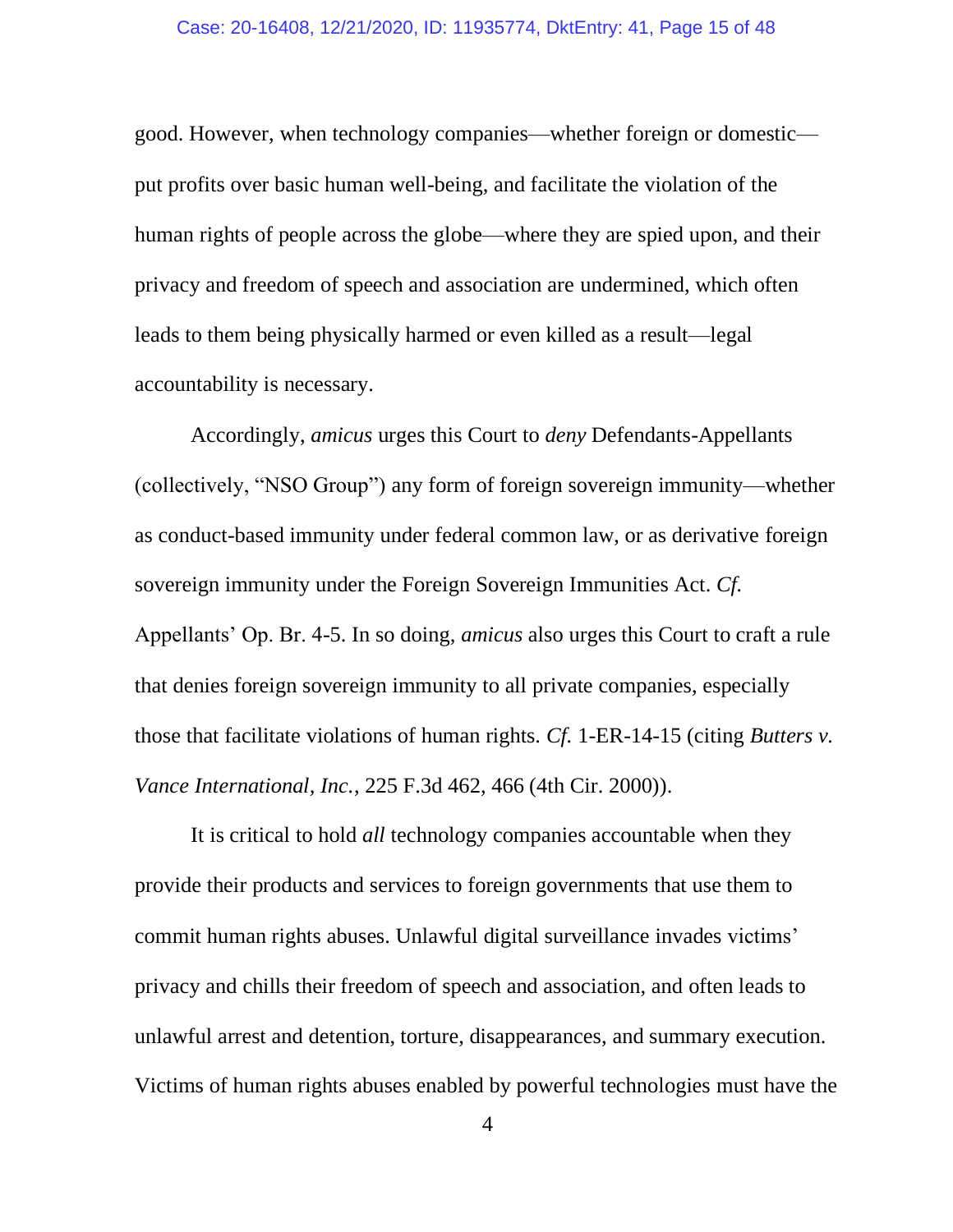good. However, when technology companies—whether foreign or domestic—put profits over basic human well-being, and facilitate the violation of the human rights of people across the globe—where they are spied upon, and their privacy and freedom of speech and association are undermined, which often leads to them being physically harmed or even killed as a result—legal accountability is necessary.

Accordingly, *amicus* urges this Court to *deny* Defendants-Appellants (collectively, "NSO Group") any form of foreign sovereign immunity—whether as conduct-based immunity under federal common law, or as derivative foreign sovereign immunity under the Foreign Sovereign Immunities Act. *Cf.* Appellants' Op. Br. 4-5. In so doing, *amicus* also urges this Court to craft a rule that denies foreign sovereign immunity to all private companies, especially those that facilitate violations of human rights. *Cf.* 1-ER-14-15 (citing *Butters v. Vance International, Inc.*, 225 F.3d 462, 466 (4th Cir. 2000)).

It is critical to hold *all* technology companies accountable when they provide their products and services to foreign governments that use them to commit human rights abuses. Unlawful digital surveillance invades victims' privacy and chills their freedom of speech and association, and often leads to unlawful arrest and detention, torture, disappearances, and summary execution. Victims of human rights abuses enabled by powerful technologies must have the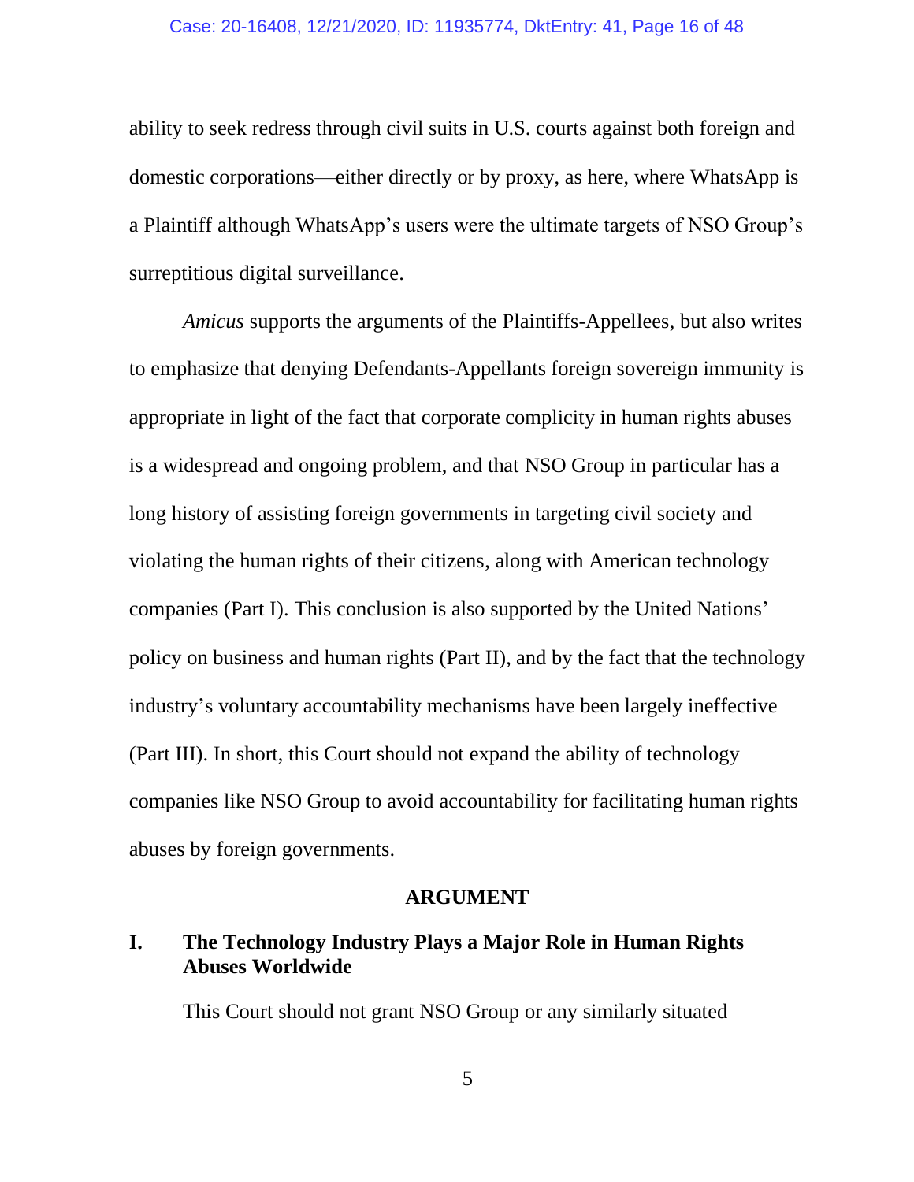ability to seek redress through civil suits in U.S. courts against both foreign and domestic corporations—either directly or by proxy, as here, where WhatsApp is a Plaintiff although WhatsApp's users were the ultimate targets of NSO Group's surreptitious digital surveillance.

*Amicus* supports the arguments of the Plaintiffs-Appellees, but also writes to emphasize that denying Defendants-Appellants foreign sovereign immunity is appropriate in light of the fact that corporate complicity in human rights abuses is a widespread and ongoing problem, and that NSO Group in particular has a long history of assisting foreign governments in targeting civil society and violating the human rights of their citizens, along with American technology companies (Part I). This conclusion is also supported by the United Nations' policy on business and human rights (Part II), and by the fact that the technology industry's voluntary accountability mechanisms have been largely ineffective (Part III). In short, this Court should not expand the ability of technology companies like NSO Group to avoid accountability for facilitating human rights abuses by foreign governments.

## ARGUMENT

### I. The Technology Industry Plays a Major Role in Human Rights Abuses Worldwide

This Court should not grant NSO Group or any similarly situated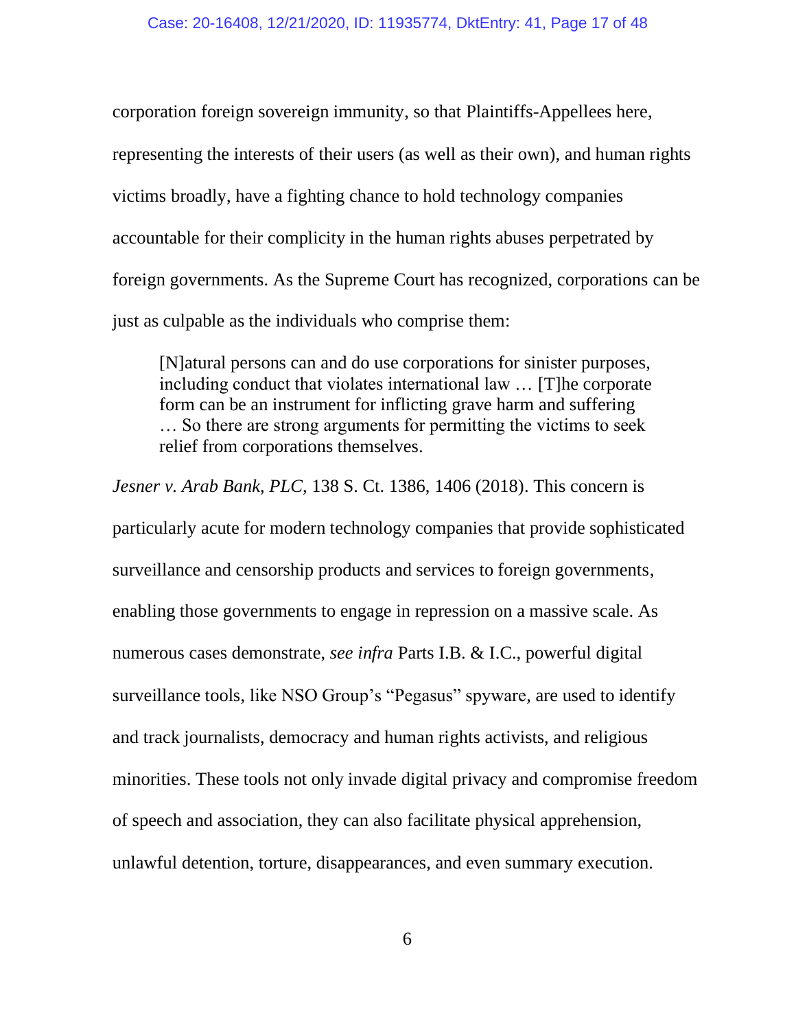corporation foreign sovereign immunity, so that Plaintiffs-Appellees here, representing the interests of their users (as well as their own), and human rights victims broadly, have a fighting chance to hold technology companies accountable for their complicity in the human rights abuses perpetrated by foreign governments. As the Supreme Court has recognized, corporations can be just as culpable as the individuals who comprise them:

> [N]atural persons can and do use corporations for sinister purposes, including conduct that violates international law … [T]he corporate form can be an instrument for inflicting grave harm and suffering … So there are strong arguments for permitting the victims to seek relief from corporations themselves.

*Jesner v. Arab Bank, PLC*, 138 S. Ct. 1386, 1406 (2018). This concern is particularly acute for modern technology companies that provide sophisticated surveillance and censorship products and services to foreign governments, enabling those governments to engage in repression on a massive scale. As numerous cases demonstrate, *see infra* Parts I.B. & I.C., powerful digital surveillance tools, like NSO Group's "Pegasus" spyware, are used to identify and track journalists, democracy and human rights activists, and religious minorities. These tools not only invade digital privacy and compromise freedom of speech and association, they can also facilitate physical apprehension, unlawful detention, torture, disappearances, and even summary execution.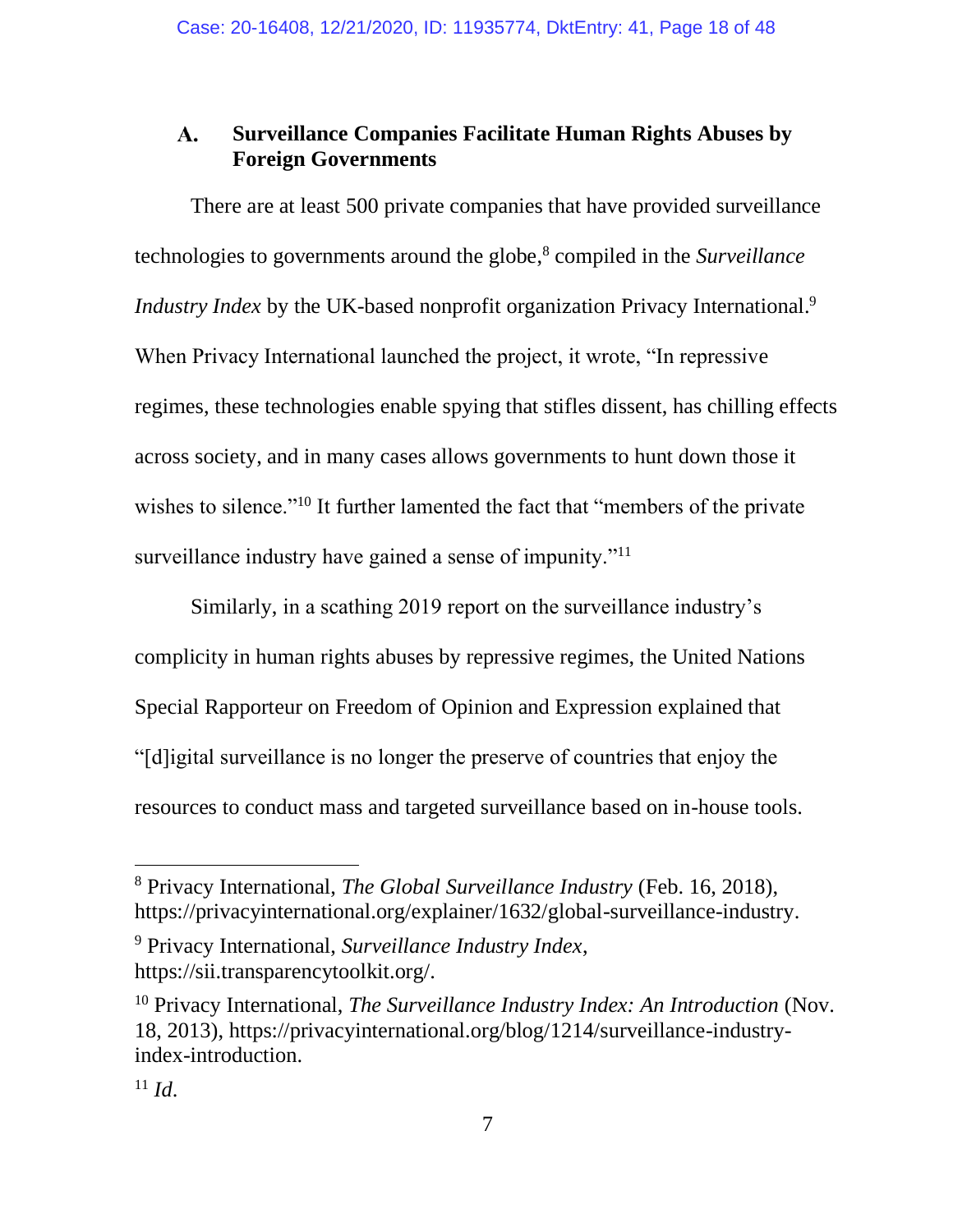### A. Surveillance Companies Facilitate Human Rights Abuses by Foreign Governments

There are at least 500 private companies that have provided surveillance technologies to governments around the globe,[8] compiled in the *Surveillance Industry Index* by the UK-based nonprofit organization Privacy International.[9] When Privacy International launched the project, it wrote, "In repressive regimes, these technologies enable spying that stifles dissent, has chilling effects across society, and in many cases allows governments to hunt down those it wishes to silence."[10] It further lamented the fact that "members of the private surveillance industry have gained a sense of impunity."[11]

Similarly, in a scathing 2019 report on the surveillance industry's complicity in human rights abuses by repressive regimes, the United Nations Special Rapporteur on Freedom of Opinion and Expression explained that "[d]igital surveillance is no longer the preserve of countries that enjoy the resources to conduct mass and targeted surveillance based on in-house tools.

---

[8] Privacy International, *The Global Surveillance Industry* (Feb. 16, 2018), https://privacyinternational.org/explainer/1632/global-surveillance-industry.

[9] Privacy International, *Surveillance Industry Index*, https://sii.transparencytoolkit.org/.

[10] Privacy International, *The Surveillance Industry Index: An Introduction* (Nov. 18, 2013), https://privacyinternational.org/blog/1214/surveillance-industry-index-introduction.

[11] *Id*.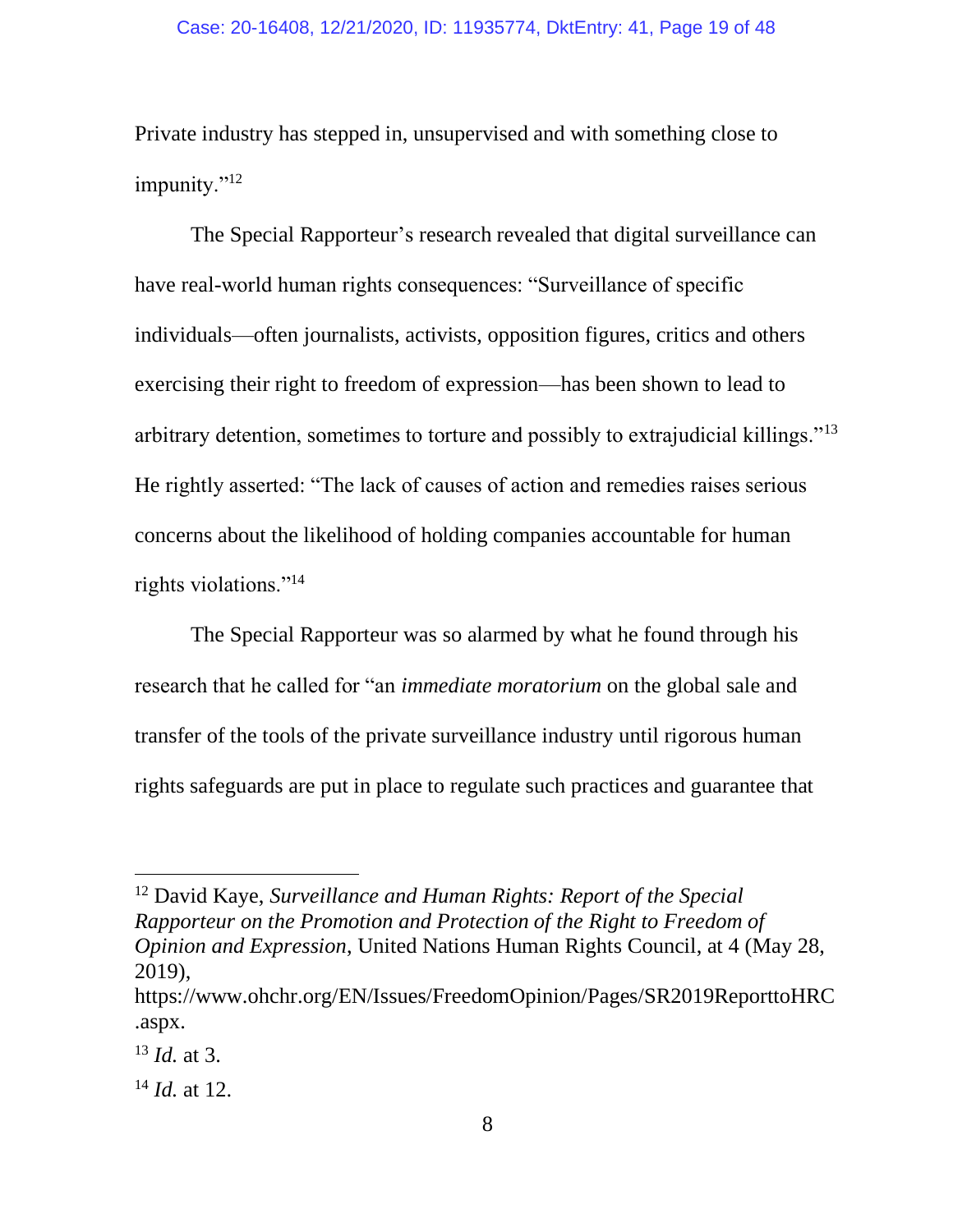Private industry has stepped in, unsupervised and with something close to impunity."[12]

The Special Rapporteur's research revealed that digital surveillance can have real-world human rights consequences: "Surveillance of specific individuals—often journalists, activists, opposition figures, critics and others exercising their right to freedom of expression—has been shown to lead to arbitrary detention, sometimes to torture and possibly to extrajudicial killings."[13] He rightly asserted: "The lack of causes of action and remedies raises serious concerns about the likelihood of holding companies accountable for human rights violations."[14]

The Special Rapporteur was so alarmed by what he found through his research that he called for "an *immediate moratorium* on the global sale and transfer of the tools of the private surveillance industry until rigorous human rights safeguards are put in place to regulate such practices and guarantee that

---

[12] David Kaye, *Surveillance and Human Rights: Report of the Special Rapporteur on the Promotion and Protection of the Right to Freedom of Opinion and Expression*, United Nations Human Rights Council, at 4 (May 28, 2019), https://www.ohchr.org/EN/Issues/FreedomOpinion/Pages/SR2019ReporttoHRC.aspx.

[13] *Id.* at 3.

[14] *Id.* at 12.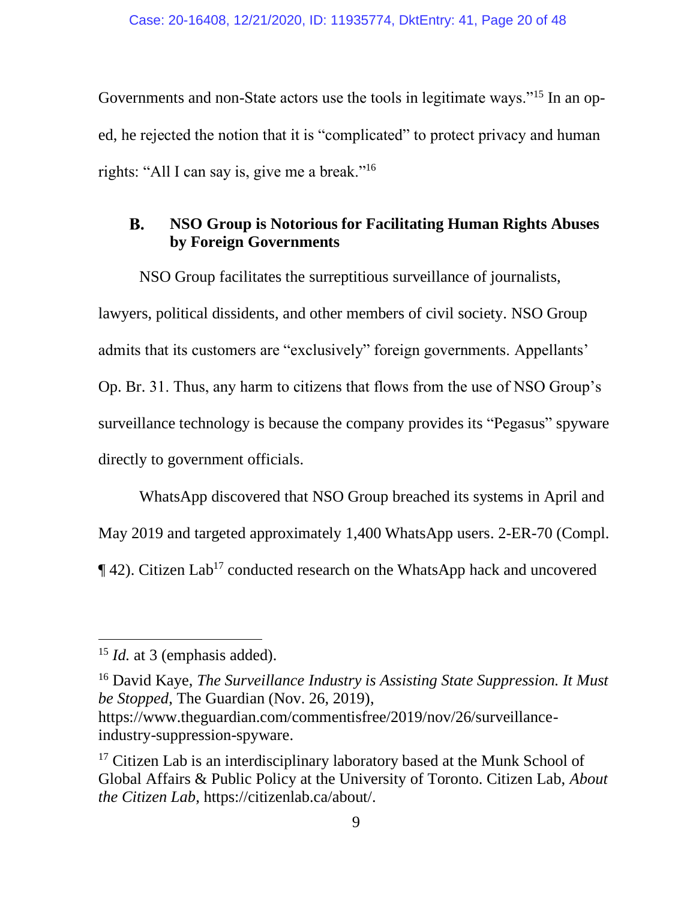Governments and non-State actors use the tools in legitimate ways."[15] In an op-ed, he rejected the notion that it is "complicated" to protect privacy and human rights: "All I can say is, give me a break."[16]

### B. NSO Group is Notorious for Facilitating Human Rights Abuses by Foreign Governments

NSO Group facilitates the surreptitious surveillance of journalists, lawyers, political dissidents, and other members of civil society. NSO Group admits that its customers are "exclusively" foreign governments. Appellants' Op. Br. 31. Thus, any harm to citizens that flows from the use of NSO Group's surveillance technology is because the company provides its "Pegasus" spyware directly to government officials.

WhatsApp discovered that NSO Group breached its systems in April and May 2019 and targeted approximately 1,400 WhatsApp users. 2-ER-70 (Compl. ¶ 42). Citizen Lab[17] conducted research on the WhatsApp hack and uncovered

---

[15] *Id.* at 3 (emphasis added).

[16] David Kaye, *The Surveillance Industry is Assisting State Suppression. It Must be Stopped*, The Guardian (Nov. 26, 2019), https://www.theguardian.com/commentisfree/2019/nov/26/surveillance-industry-suppression-spyware.

[17] Citizen Lab is an interdisciplinary laboratory based at the Munk School of Global Affairs & Public Policy at the University of Toronto. Citizen Lab, *About the Citizen Lab*, https://citizenlab.ca/about/.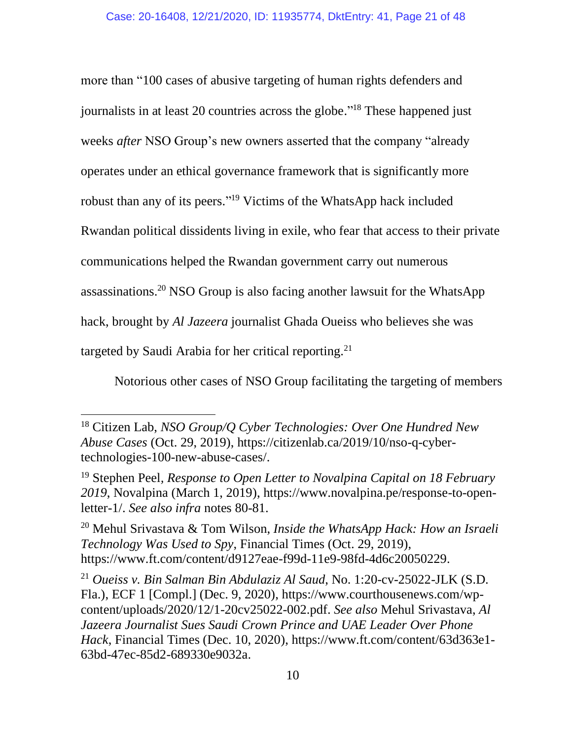more than "100 cases of abusive targeting of human rights defenders and journalists in at least 20 countries across the globe."[18] These happened just weeks *after* NSO Group's new owners asserted that the company "already operates under an ethical governance framework that is significantly more robust than any of its peers."[19] Victims of the WhatsApp hack included Rwandan political dissidents living in exile, who fear that access to their private communications helped the Rwandan government carry out numerous assassinations.[20] NSO Group is also facing another lawsuit for the WhatsApp hack, brought by *Al Jazeera* journalist Ghada Oueiss who believes she was targeted by Saudi Arabia for her critical reporting.[21]

Notorious other cases of NSO Group facilitating the targeting of members

---

[18] Citizen Lab, *NSO Group/Q Cyber Technologies: Over One Hundred New Abuse Cases* (Oct. 29, 2019), https://citizenlab.ca/2019/10/nso-q-cyber-technologies-100-new-abuse-cases/.

[19] Stephen Peel, *Response to Open Letter to Novalpina Capital on 18 February 2019*, Novalpina (March 1, 2019), https://www.novalpina.pe/response-to-open-letter-1/. *See also infra* notes 80-81.

[20] Mehul Srivastava & Tom Wilson, *Inside the WhatsApp Hack: How an Israeli Technology Was Used to Spy*, Financial Times (Oct. 29, 2019), https://www.ft.com/content/d9127eae-f99d-11e9-98fd-4d6c20050229.

[21] *Oueiss v. Bin Salman Bin Abdulaziz Al Saud*, No. 1:20-cv-25022-JLK (S.D. Fla.), ECF 1 [Compl.] (Dec. 9, 2020), https://www.courthousenews.com/wp-content/uploads/2020/12/1-20cv25022-002.pdf. *See also* Mehul Srivastava, *Al Jazeera Journalist Sues Saudi Crown Prince and UAE Leader Over Phone Hack*, Financial Times (Dec. 10, 2020), https://www.ft.com/content/63d363e1-63bd-47ec-85d2-689330e9032a.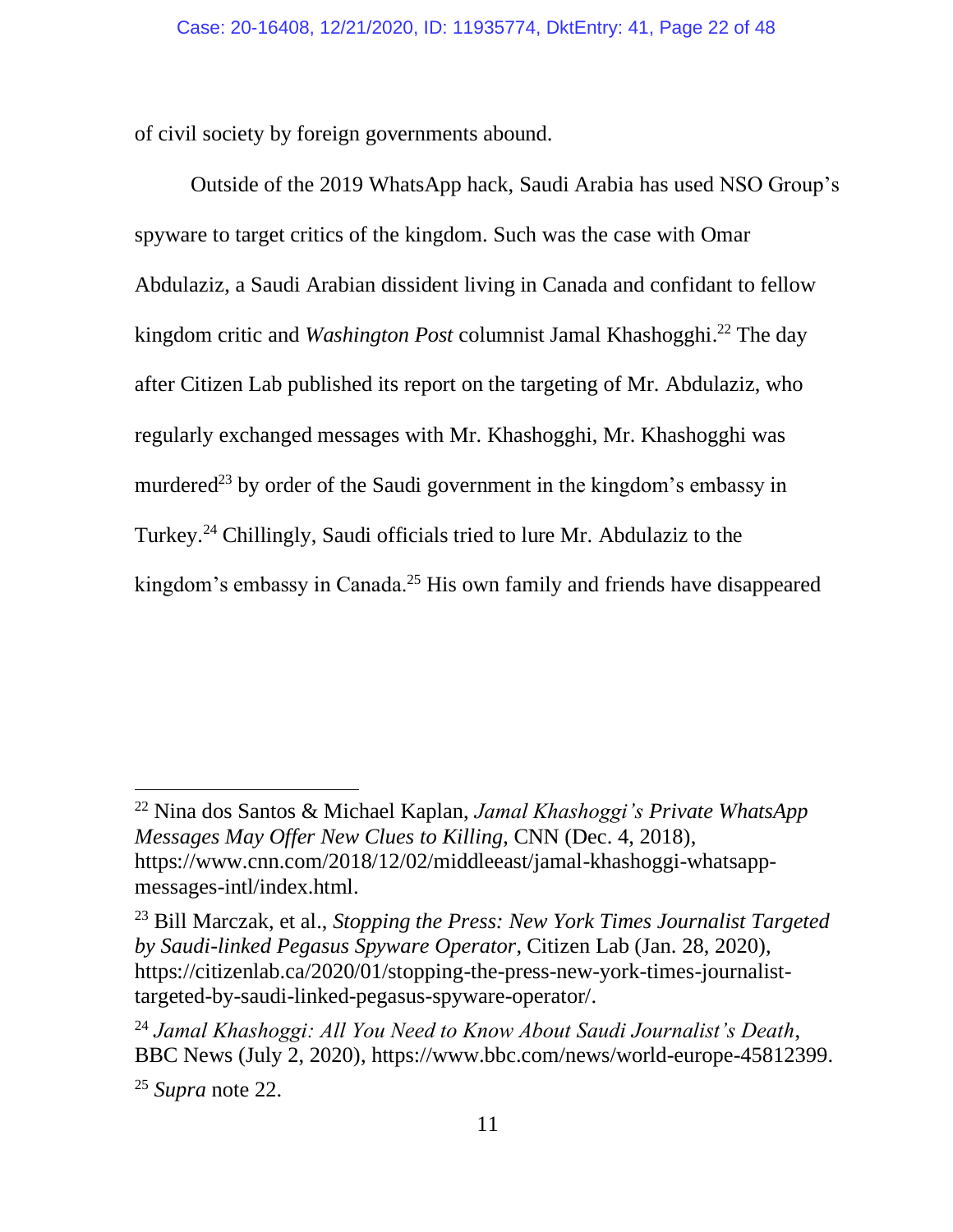of civil society by foreign governments abound.

Outside of the 2019 WhatsApp hack, Saudi Arabia has used NSO Group's spyware to target critics of the kingdom. Such was the case with Omar Abdulaziz, a Saudi Arabian dissident living in Canada and confidant to fellow kingdom critic and *Washington Post* columnist Jamal Khashogghi.[22] The day after Citizen Lab published its report on the targeting of Mr. Abdulaziz, who regularly exchanged messages with Mr. Khashogghi, Mr. Khashogghi was murdered[23] by order of the Saudi government in the kingdom's embassy in Turkey.[24] Chillingly, Saudi officials tried to lure Mr. Abdulaziz to the kingdom's embassy in Canada.[25] His own family and friends have disappeared

---

[22] Nina dos Santos & Michael Kaplan, *Jamal Khashoggi's Private WhatsApp Messages May Offer New Clues to Killing*, CNN (Dec. 4, 2018), https://www.cnn.com/2018/12/02/middleeast/jamal-khashoggi-whatsapp-messages-intl/index.html.

[23] Bill Marczak, et al., *Stopping the Press: New York Times Journalist Targeted by Saudi-linked Pegasus Spyware Operator*, Citizen Lab (Jan. 28, 2020), https://citizenlab.ca/2020/01/stopping-the-press-new-york-times-journalist-targeted-by-saudi-linked-pegasus-spyware-operator/.

[24] *Jamal Khashoggi: All You Need to Know About Saudi Journalist's Death*, BBC News (July 2, 2020), https://www.bbc.com/news/world-europe-45812399.

[25] *Supra* note 22.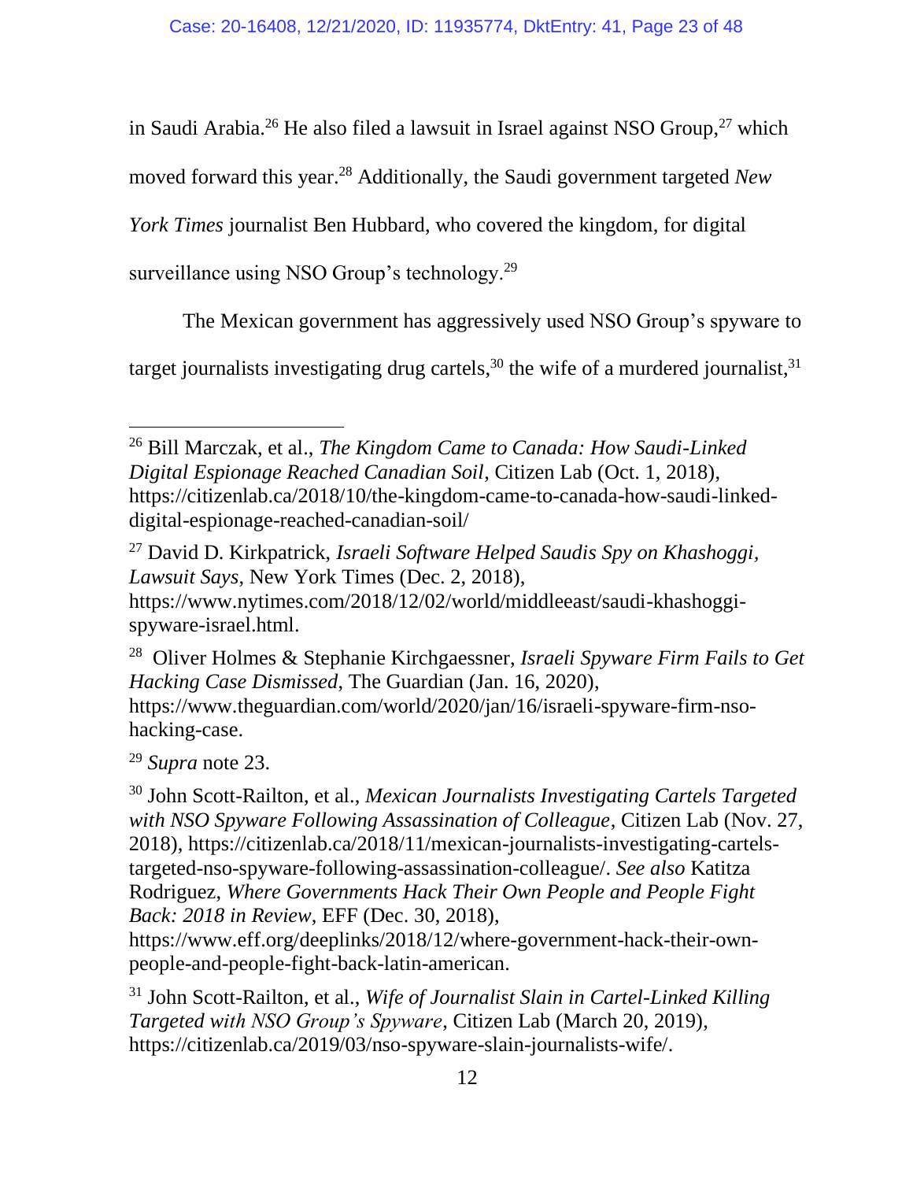in Saudi Arabia.[26] He also filed a lawsuit in Israel against NSO Group,[27] which moved forward this year.[28] Additionally, the Saudi government targeted *New York Times* journalist Ben Hubbard, who covered the kingdom, for digital surveillance using NSO Group's technology.[29]

The Mexican government has aggressively used NSO Group's spyware to target journalists investigating drug cartels,[30] the wife of a murdered journalist,[31]

---

[26] Bill Marczak, et al., *The Kingdom Came to Canada: How Saudi-Linked Digital Espionage Reached Canadian Soil*, Citizen Lab (Oct. 1, 2018), https://citizenlab.ca/2018/10/the-kingdom-came-to-canada-how-saudi-linked-digital-espionage-reached-canadian-soil/

[27] David D. Kirkpatrick, *Israeli Software Helped Saudis Spy on Khashoggi, Lawsuit Says*, New York Times (Dec. 2, 2018), https://www.nytimes.com/2018/12/02/world/middleeast/saudi-khashoggi-spyware-israel.html.

[28] Oliver Holmes & Stephanie Kirchgaessner, *Israeli Spyware Firm Fails to Get Hacking Case Dismissed*, The Guardian (Jan. 16, 2020), https://www.theguardian.com/world/2020/jan/16/israeli-spyware-firm-nso-hacking-case.

[29] *Supra* note 23.

[30] John Scott-Railton, et al., *Mexican Journalists Investigating Cartels Targeted with NSO Spyware Following Assassination of Colleague*, Citizen Lab (Nov. 27, 2018), https://citizenlab.ca/2018/11/mexican-journalists-investigating-cartels-targeted-nso-spyware-following-assassination-colleague/. *See also* Katitza Rodriguez, *Where Governments Hack Their Own People and People Fight Back: 2018 in Review*, EFF (Dec. 30, 2018), https://www.eff.org/deeplinks/2018/12/where-government-hack-their-own-people-and-people-fight-back-latin-american.

[31] John Scott-Railton, et al., *Wife of Journalist Slain in Cartel-Linked Killing Targeted with NSO Group's Spyware*, Citizen Lab (March 20, 2019), https://citizenlab.ca/2019/03/nso-spyware-slain-journalists-wife/.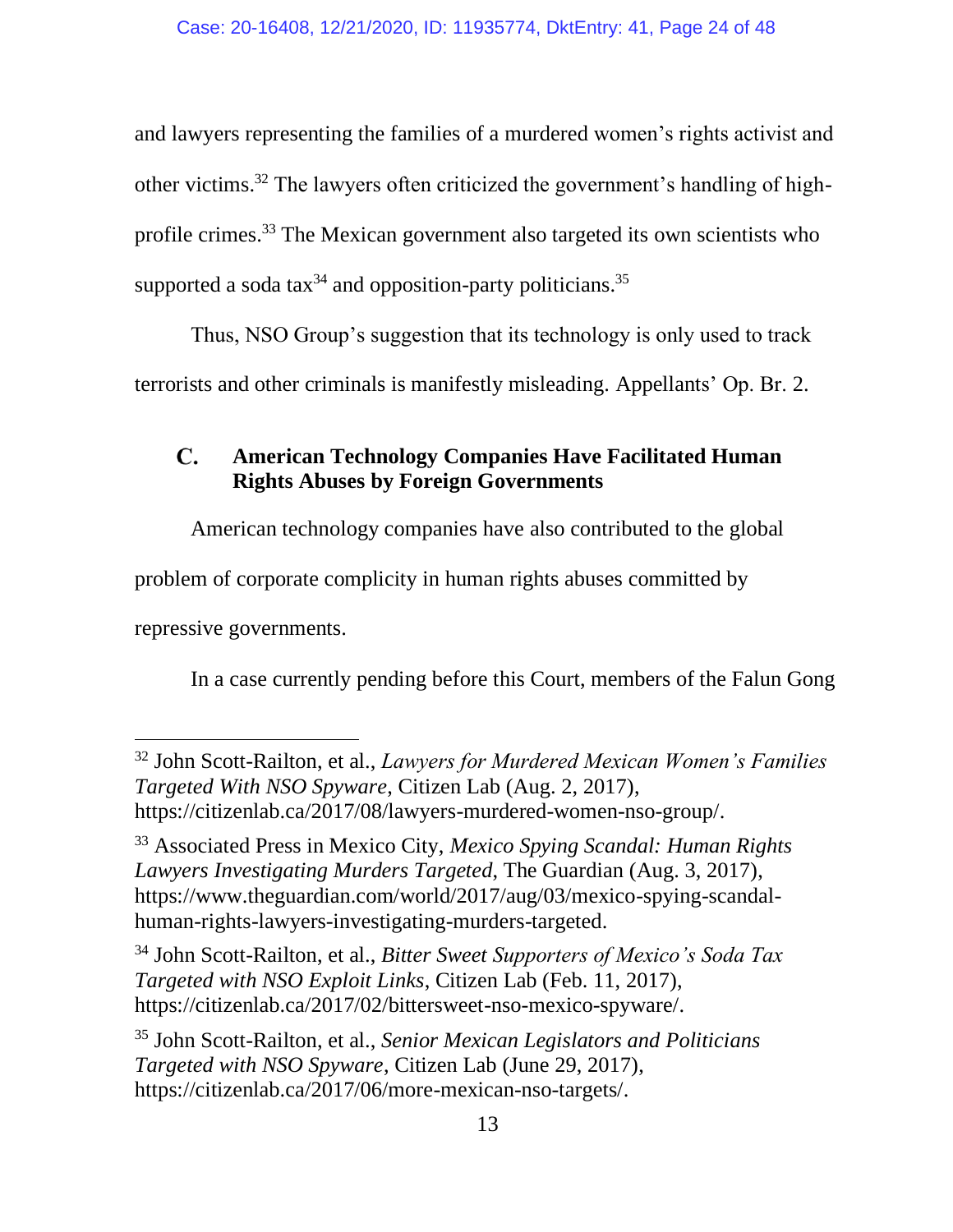and lawyers representing the families of a murdered women's rights activist and other victims.[32] The lawyers often criticized the government's handling of high-profile crimes.[33] The Mexican government also targeted its own scientists who supported a soda tax[34] and opposition-party politicians.[35]

Thus, NSO Group's suggestion that its technology is only used to track terrorists and other criminals is manifestly misleading. Appellants' Op. Br. 2.

### C. American Technology Companies Have Facilitated Human Rights Abuses by Foreign Governments

American technology companies have also contributed to the global problem of corporate complicity in human rights abuses committed by repressive governments.

In a case currently pending before this Court, members of the Falun Gong

---

[32] John Scott-Railton, et al., *Lawyers for Murdered Mexican Women's Families Targeted With NSO Spyware*, Citizen Lab (Aug. 2, 2017), https://citizenlab.ca/2017/08/lawyers-murdered-women-nso-group/.

[33] Associated Press in Mexico City, *Mexico Spying Scandal: Human Rights Lawyers Investigating Murders Targeted*, The Guardian (Aug. 3, 2017), https://www.theguardian.com/world/2017/aug/03/mexico-spying-scandal-human-rights-lawyers-investigating-murders-targeted.

[34] John Scott-Railton, et al., *Bitter Sweet Supporters of Mexico's Soda Tax Targeted with NSO Exploit Links*, Citizen Lab (Feb. 11, 2017), https://citizenlab.ca/2017/02/bittersweet-nso-mexico-spyware/.

[35] John Scott-Railton, et al., *Senior Mexican Legislators and Politicians Targeted with NSO Spyware*, Citizen Lab (June 29, 2017), https://citizenlab.ca/2017/06/more-mexican-nso-targets/.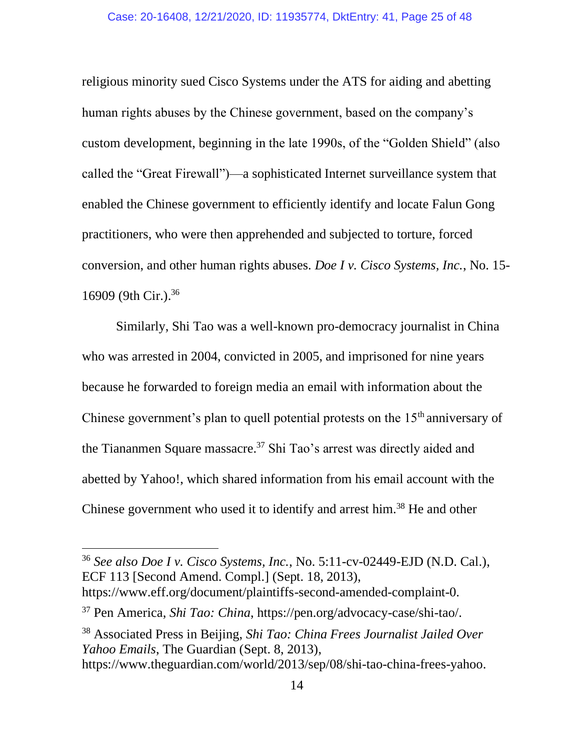religious minority sued Cisco Systems under the ATS for aiding and abetting human rights abuses by the Chinese government, based on the company's custom development, beginning in the late 1990s, of the "Golden Shield" (also called the "Great Firewall")—a sophisticated Internet surveillance system that enabled the Chinese government to efficiently identify and locate Falun Gong practitioners, who were then apprehended and subjected to torture, forced conversion, and other human rights abuses. *Doe I v. Cisco Systems, Inc.*, No. 15-16909 (9th Cir.).[36]

Similarly, Shi Tao was a well-known pro-democracy journalist in China who was arrested in 2004, convicted in 2005, and imprisoned for nine years because he forwarded to foreign media an email with information about the Chinese government's plan to quell potential protests on the 15th anniversary of the Tiananmen Square massacre.[37] Shi Tao's arrest was directly aided and abetted by Yahoo!, which shared information from his email account with the Chinese government who used it to identify and arrest him.[38] He and other

---

[36] *See also Doe I v. Cisco Systems, Inc.*, No. 5:11-cv-02449-EJD (N.D. Cal.), ECF 113 [Second Amend. Compl.] (Sept. 18, 2013), https://www.eff.org/document/plaintiffs-second-amended-complaint-0.

[37] Pen America, *Shi Tao: China*, https://pen.org/advocacy-case/shi-tao/.

[38] Associated Press in Beijing, *Shi Tao: China Frees Journalist Jailed Over Yahoo Emails*, The Guardian (Sept. 8, 2013), https://www.theguardian.com/world/2013/sep/08/shi-tao-china-frees-yahoo.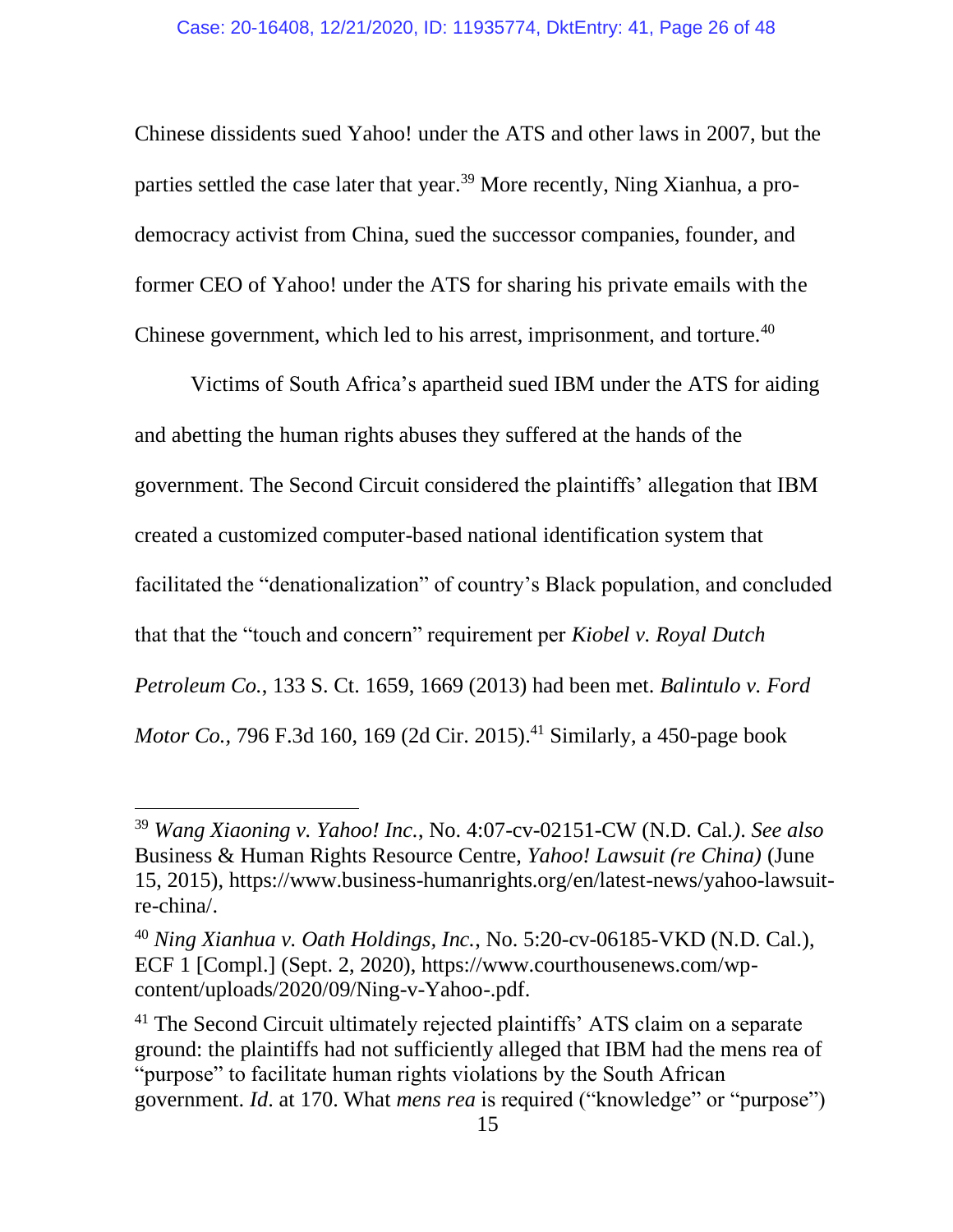Chinese dissidents sued Yahoo! under the ATS and other laws in 2007, but the parties settled the case later that year.[39] More recently, Ning Xianhua, a pro-democracy activist from China, sued the successor companies, founder, and former CEO of Yahoo! under the ATS for sharing his private emails with the Chinese government, which led to his arrest, imprisonment, and torture.[40]

Victims of South Africa's apartheid sued IBM under the ATS for aiding and abetting the human rights abuses they suffered at the hands of the government. The Second Circuit considered the plaintiffs' allegation that IBM created a customized computer-based national identification system that facilitated the "denationalization" of country's Black population, and concluded that that the "touch and concern" requirement per *Kiobel v. Royal Dutch Petroleum Co.*, 133 S. Ct. 1659, 1669 (2013) had been met. *Balintulo v. Ford Motor Co.,* 796 F.3d 160, 169 (2d Cir. 2015).[41] Similarly, a 450-page book

---

[39] *Wang Xiaoning v. Yahoo! Inc.*, No. 4:07-cv-02151-CW (N.D. Cal.*)*. *See also* Business & Human Rights Resource Centre, *Yahoo! Lawsuit (re China)* (June 15, 2015), https://www.business-humanrights.org/en/latest-news/yahoo-lawsuit-re-china/.

[40] *Ning Xianhua v. Oath Holdings, Inc.*, No. 5:20-cv-06185-VKD (N.D. Cal.), ECF 1 [Compl.] (Sept. 2, 2020), https://www.courthousenews.com/wp-content/uploads/2020/09/Ning-v-Yahoo-.pdf.

[41] The Second Circuit ultimately rejected plaintiffs' ATS claim on a separate ground: the plaintiffs had not sufficiently alleged that IBM had the mens rea of "purpose" to facilitate human rights violations by the South African government. *Id*. at 170. What *mens rea* is required ("knowledge" or "purpose")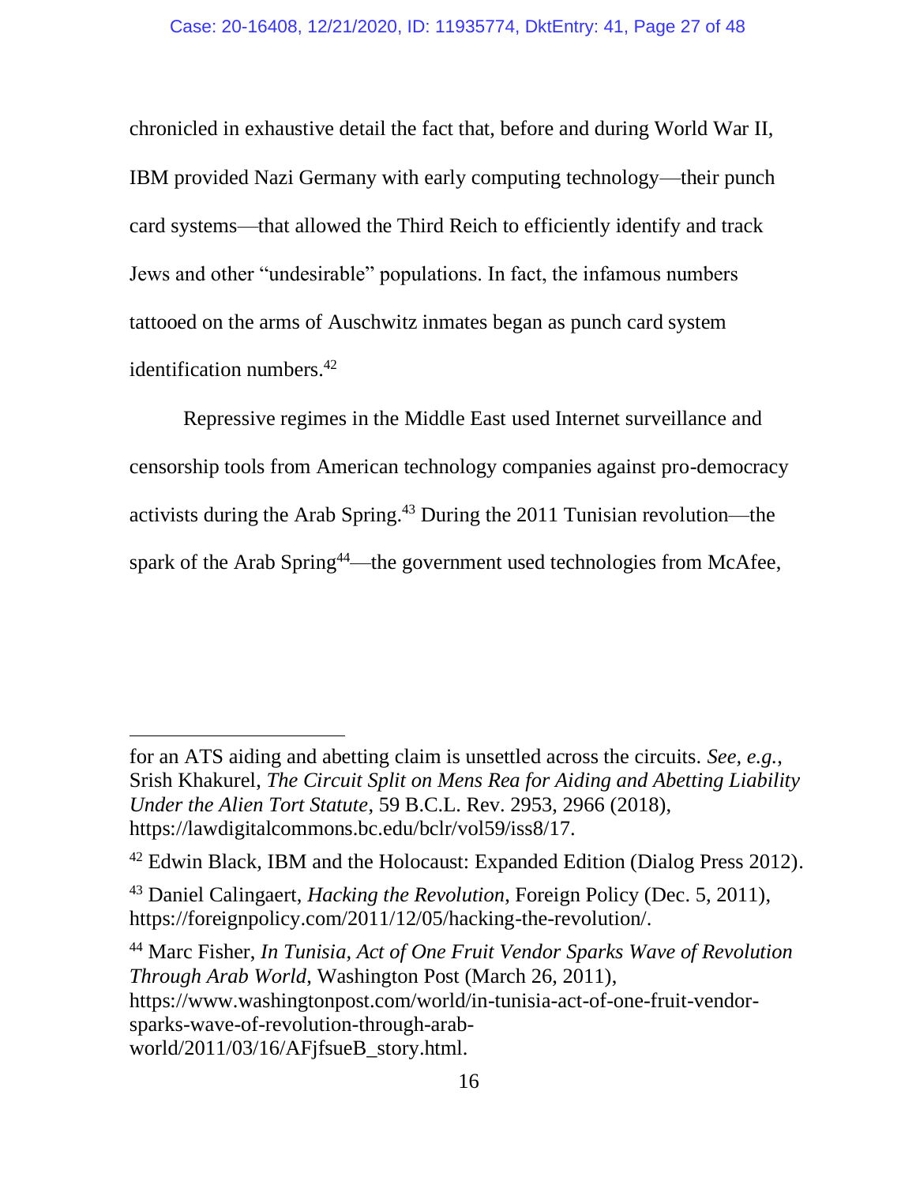chronicled in exhaustive detail the fact that, before and during World War II, IBM provided Nazi Germany with early computing technology—their punch card systems—that allowed the Third Reich to efficiently identify and track Jews and other "undesirable" populations. In fact, the infamous numbers tattooed on the arms of Auschwitz inmates began as punch card system identification numbers.[42]

Repressive regimes in the Middle East used Internet surveillance and censorship tools from American technology companies against pro-democracy activists during the Arab Spring.[43] During the 2011 Tunisian revolution—the spark of the Arab Spring[44]—the government used technologies from McAfee,

---

for an ATS aiding and abetting claim is unsettled across the circuits. *See, e.g.*, Srish Khakurel, *The Circuit Split on Mens Rea for Aiding and Abetting Liability Under the Alien Tort Statute*, 59 B.C.L. Rev. 2953, 2966 (2018), https://lawdigitalcommons.bc.edu/bclr/vol59/iss8/17.

[42] Edwin Black, IBM and the Holocaust: Expanded Edition (Dialog Press 2012).

[43] Daniel Calingaert, *Hacking the Revolution*, Foreign Policy (Dec. 5, 2011), https://foreignpolicy.com/2011/12/05/hacking-the-revolution/.

[44] Marc Fisher, *In Tunisia, Act of One Fruit Vendor Sparks Wave of Revolution Through Arab World*, Washington Post (March 26, 2011), https://www.washingtonpost.com/world/in-tunisia-act-of-one-fruit-vendor-sparks-wave-of-revolution-through-arab-world/2011/03/16/AFjfsueB_story.html.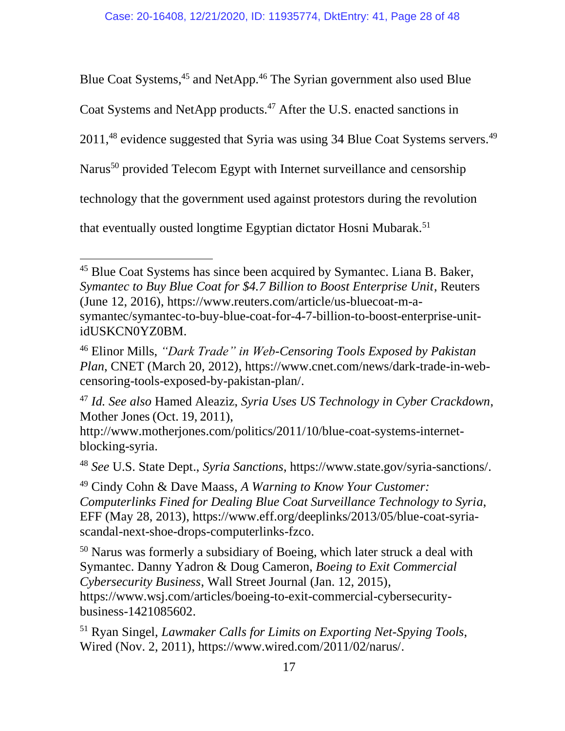Blue Coat Systems,[45] and NetApp.[46] The Syrian government also used Blue Coat Systems and NetApp products.[47] After the U.S. enacted sanctions in 2011,[48] evidence suggested that Syria was using 34 Blue Coat Systems servers.[49] Narus[50] provided Telecom Egypt with Internet surveillance and censorship technology that the government used against protestors during the revolution that eventually ousted longtime Egyptian dictator Hosni Mubarak.[51]

---

[45] Blue Coat Systems has since been acquired by Symantec. Liana B. Baker, *Symantec to Buy Blue Coat for $4.7 Billion to Boost Enterprise Unit*, Reuters (June 12, 2016), https://www.reuters.com/article/us-bluecoat-m-a-symantec/symantec-to-buy-blue-coat-for-4-7-billion-to-boost-enterprise-unit-idUSKCN0YZ0BM.

[46] Elinor Mills, *"Dark Trade" in Web-Censoring Tools Exposed by Pakistan Plan*, CNET (March 20, 2012), https://www.cnet.com/news/dark-trade-in-web-censoring-tools-exposed-by-pakistan-plan/.

[47] *Id. See also* Hamed Aleaziz, *Syria Uses US Technology in Cyber Crackdown*, Mother Jones (Oct. 19, 2011), http://www.motherjones.com/politics/2011/10/blue-coat-systems-internet-blocking-syria.

[48] *See* U.S. State Dept., *Syria Sanctions*, https://www.state.gov/syria-sanctions/.

[49] Cindy Cohn & Dave Maass, *A Warning to Know Your Customer: Computerlinks Fined for Dealing Blue Coat Surveillance Technology to Syria*, EFF (May 28, 2013), https://www.eff.org/deeplinks/2013/05/blue-coat-syria-scandal-next-shoe-drops-computerlinks-fzco.

[50] Narus was formerly a subsidiary of Boeing, which later struck a deal with Symantec. Danny Yadron & Doug Cameron, *Boeing to Exit Commercial Cybersecurity Business*, Wall Street Journal (Jan. 12, 2015), https://www.wsj.com/articles/boeing-to-exit-commercial-cybersecurity-business-1421085602.

[51] Ryan Singel, *Lawmaker Calls for Limits on Exporting Net-Spying Tools*, Wired (Nov. 2, 2011), https://www.wired.com/2011/02/narus/.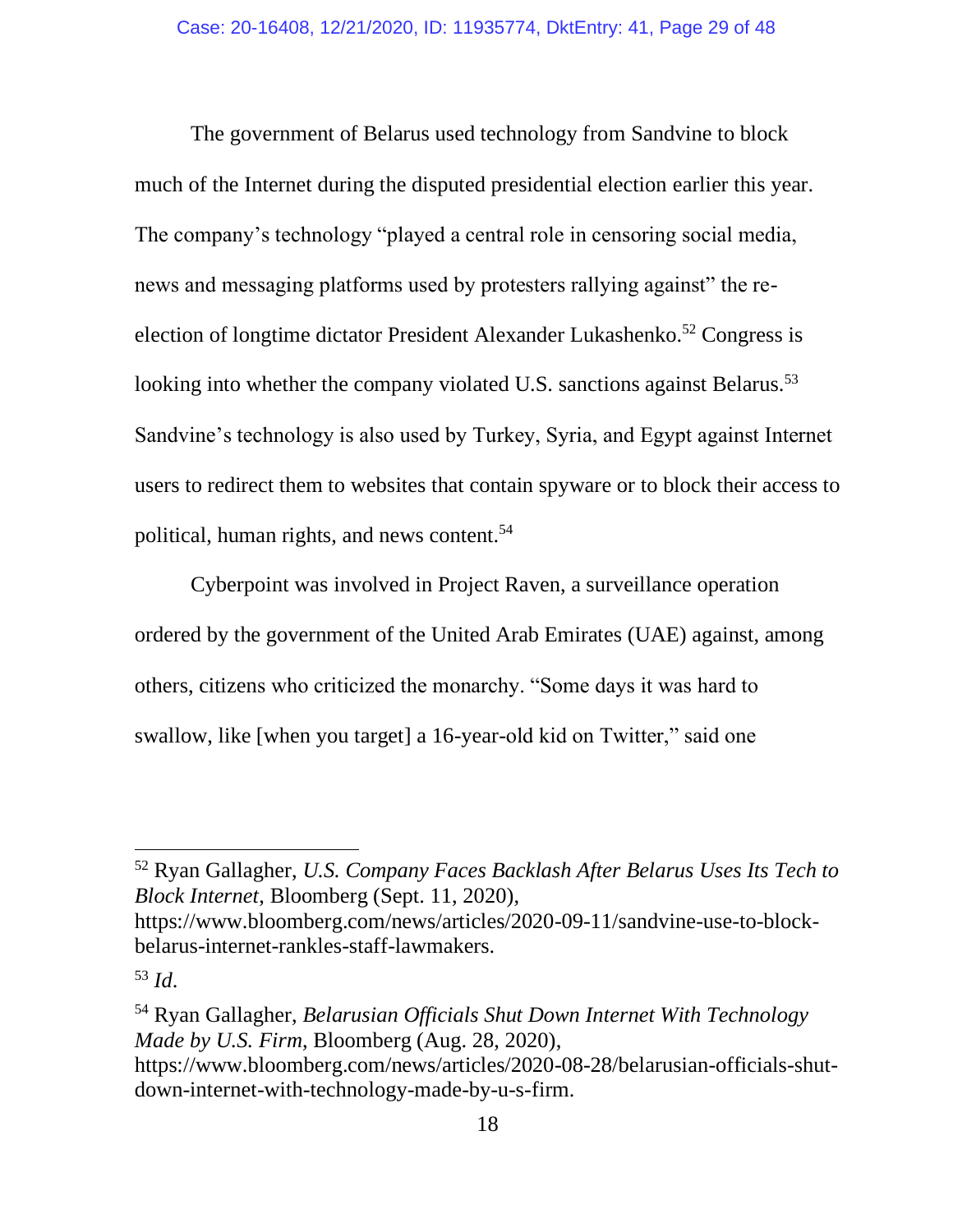The government of Belarus used technology from Sandvine to block much of the Internet during the disputed presidential election earlier this year. The company's technology "played a central role in censoring social media, news and messaging platforms used by protesters rallying against" the re-election of longtime dictator President Alexander Lukashenko.[52] Congress is looking into whether the company violated U.S. sanctions against Belarus.[53] Sandvine's technology is also used by Turkey, Syria, and Egypt against Internet users to redirect them to websites that contain spyware or to block their access to political, human rights, and news content.[54]

Cyberpoint was involved in Project Raven, a surveillance operation ordered by the government of the United Arab Emirates (UAE) against, among others, citizens who criticized the monarchy. "Some days it was hard to swallow, like [when you target] a 16-year-old kid on Twitter," said one

---

[52] Ryan Gallagher, *U.S. Company Faces Backlash After Belarus Uses Its Tech to Block Internet*, Bloomberg (Sept. 11, 2020), https://www.bloomberg.com/news/articles/2020-09-11/sandvine-use-to-block-belarus-internet-rankles-staff-lawmakers.

[53] *Id*.

[54] Ryan Gallagher, *Belarusian Officials Shut Down Internet With Technology Made by U.S. Firm*, Bloomberg (Aug. 28, 2020), https://www.bloomberg.com/news/articles/2020-08-28/belarusian-officials-shut-down-internet-with-technology-made-by-u-s-firm.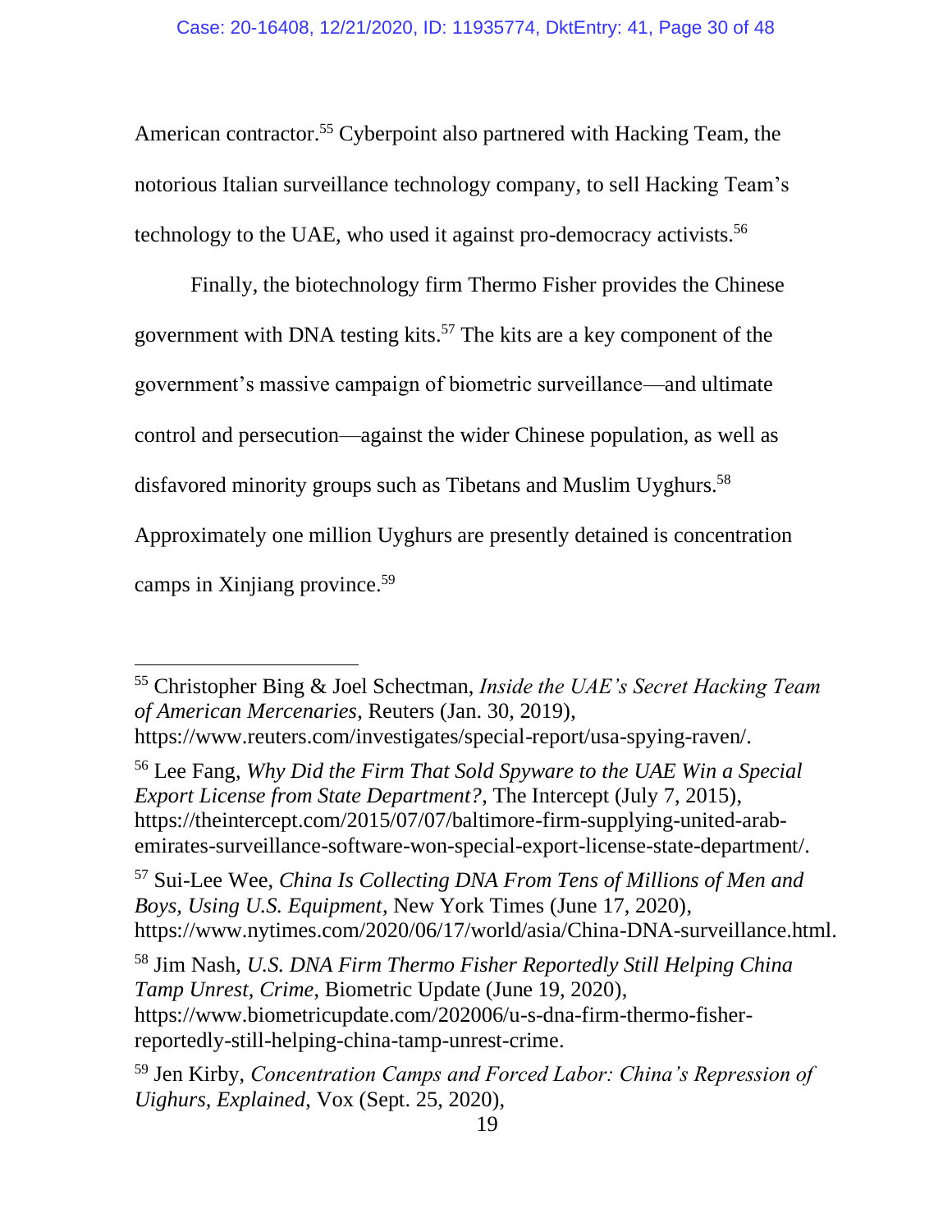American contractor.[55] Cyberpoint also partnered with Hacking Team, the notorious Italian surveillance technology company, to sell Hacking Team's technology to the UAE, who used it against pro-democracy activists.[56]

Finally, the biotechnology firm Thermo Fisher provides the Chinese government with DNA testing kits.[57] The kits are a key component of the government's massive campaign of biometric surveillance—and ultimate control and persecution—against the wider Chinese population, as well as disfavored minority groups such as Tibetans and Muslim Uyghurs.[58] Approximately one million Uyghurs are presently detained is concentration camps in Xinjiang province.[59]

---

[55] Christopher Bing & Joel Schectman, *Inside the UAE's Secret Hacking Team of American Mercenaries*, Reuters (Jan. 30, 2019), https://www.reuters.com/investigates/special-report/usa-spying-raven/.

[56] Lee Fang, *Why Did the Firm That Sold Spyware to the UAE Win a Special Export License from State Department?*, The Intercept (July 7, 2015), https://theintercept.com/2015/07/07/baltimore-firm-supplying-united-arab-emirates-surveillance-software-won-special-export-license-state-department/.

[57] Sui-Lee Wee, *China Is Collecting DNA From Tens of Millions of Men and Boys, Using U.S. Equipment*, New York Times (June 17, 2020), https://www.nytimes.com/2020/06/17/world/asia/China-DNA-surveillance.html.

[58] Jim Nash, *U.S. DNA Firm Thermo Fisher Reportedly Still Helping China Tamp Unrest, Crime*, Biometric Update (June 19, 2020), https://www.biometricupdate.com/202006/u-s-dna-firm-thermo-fisher-reportedly-still-helping-china-tamp-unrest-crime.

[59] Jen Kirby, *Concentration Camps and Forced Labor: China's Repression of Uighurs, Explained*, Vox (Sept. 25, 2020),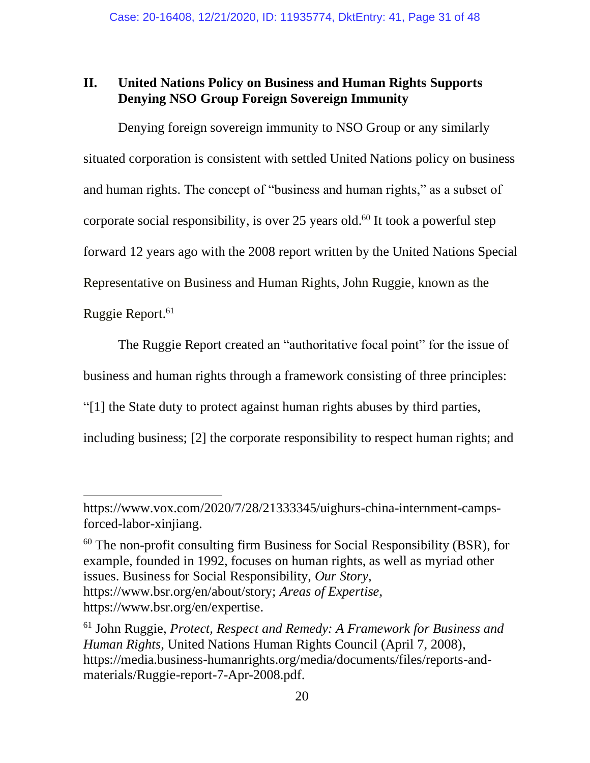## II. United Nations Policy on Business and Human Rights Supports Denying NSO Group Foreign Sovereign Immunity

Denying foreign sovereign immunity to NSO Group or any similarly situated corporation is consistent with settled United Nations policy on business and human rights. The concept of "business and human rights," as a subset of corporate social responsibility, is over 25 years old.[60] It took a powerful step forward 12 years ago with the 2008 report written by the United Nations Special Representative on Business and Human Rights, John Ruggie, known as the Ruggie Report.[61]

The Ruggie Report created an "authoritative focal point" for the issue of business and human rights through a framework consisting of three principles: "[1] the State duty to protect against human rights abuses by third parties, including business; [2] the corporate responsibility to respect human rights; and

---

https://www.vox.com/2020/7/28/21333345/uighurs-china-internment-camps-forced-labor-xinjiang.

[60] The non-profit consulting firm Business for Social Responsibility (BSR), for example, founded in 1992, focuses on human rights, as well as myriad other issues. Business for Social Responsibility, *Our Story*, https://www.bsr.org/en/about/story; *Areas of Expertise*, https://www.bsr.org/en/expertise.

[61] John Ruggie, *Protect, Respect and Remedy: A Framework for Business and Human Rights*, United Nations Human Rights Council (April 7, 2008), https://media.business-humanrights.org/media/documents/files/reports-and-materials/Ruggie-report-7-Apr-2008.pdf.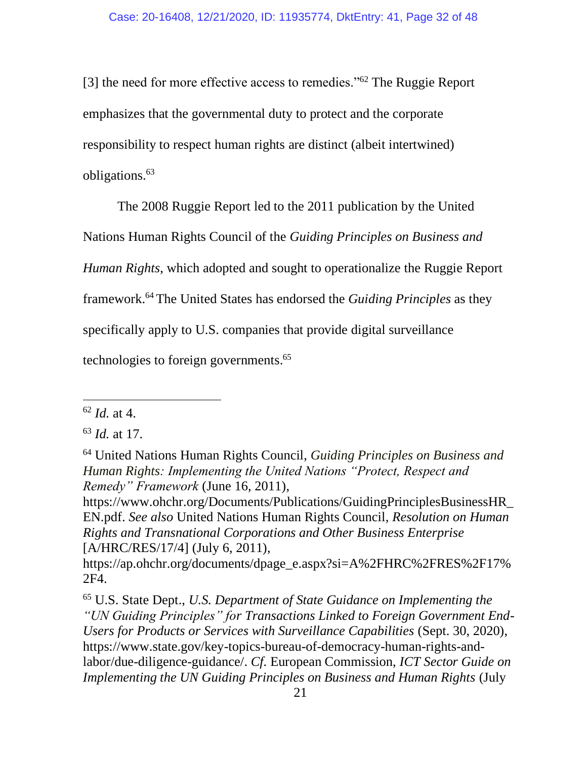[3] the need for more effective access to remedies."[62] The Ruggie Report emphasizes that the governmental duty to protect and the corporate responsibility to respect human rights are distinct (albeit intertwined) obligations.[63]

The 2008 Ruggie Report led to the 2011 publication by the United Nations Human Rights Council of the *Guiding Principles on Business and Human Rights*, which adopted and sought to operationalize the Ruggie Report framework.[64] The United States has endorsed the *Guiding Principles* as they specifically apply to U.S. companies that provide digital surveillance technologies to foreign governments.[65]

---

[62] *Id.* at 4.

[63] *Id.* at 17.

[64] United Nations Human Rights Council, *Guiding Principles on Business and Human Rights: Implementing the United Nations "Protect, Respect and Remedy" Framework* (June 16, 2011), https://www.ohchr.org/Documents/Publications/GuidingPrinciplesBusinessHR_EN.pdf. *See also* United Nations Human Rights Council, *Resolution on Human Rights and Transnational Corporations and Other Business Enterprise* [A/HRC/RES/17/4] (July 6, 2011), https://ap.ohchr.org/documents/dpage_e.aspx?si=A%2FHRC%2FRES%2F17%2F4.

[65] U.S. State Dept., *U.S. Department of State Guidance on Implementing the "UN Guiding Principles" for Transactions Linked to Foreign Government End-Users for Products or Services with Surveillance Capabilities* (Sept. 30, 2020), https://www.state.gov/key-topics-bureau-of-democracy-human-rights-and-labor/due-diligence-guidance/. *Cf.* European Commission, *ICT Sector Guide on Implementing the UN Guiding Principles on Business and Human Rights* (July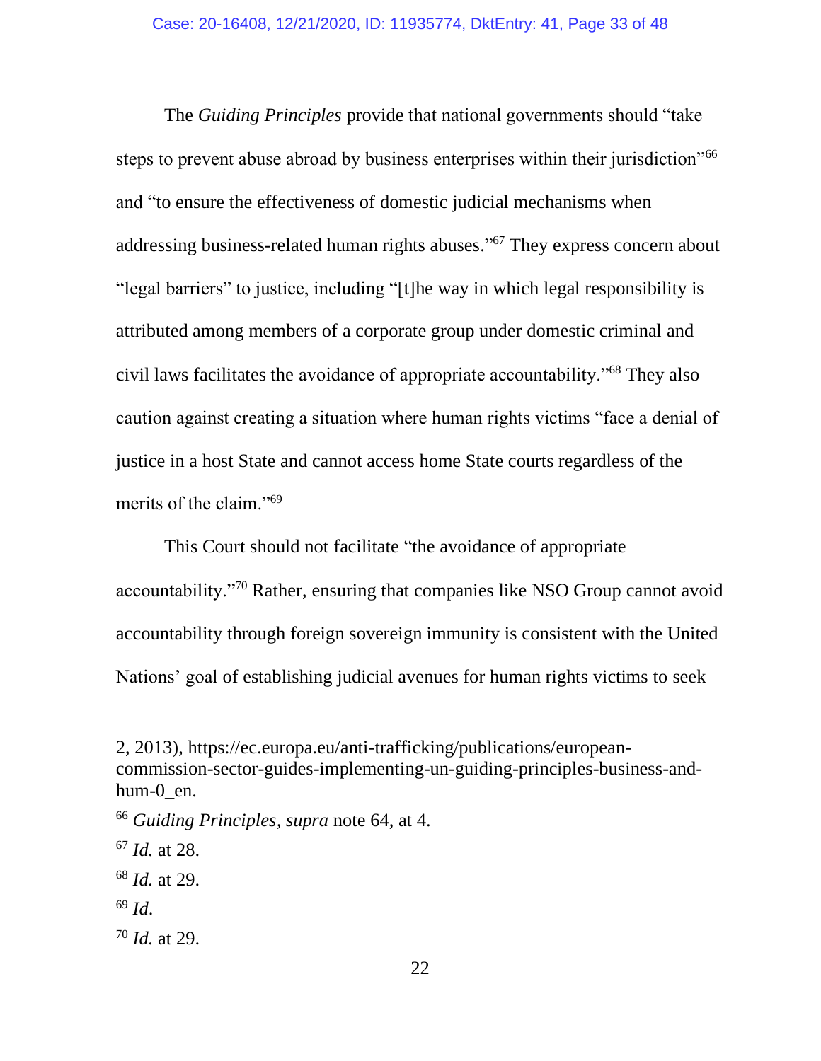The *Guiding Principles* provide that national governments should "take steps to prevent abuse abroad by business enterprises within their jurisdiction"[66] and "to ensure the effectiveness of domestic judicial mechanisms when addressing business-related human rights abuses."[67] They express concern about "legal barriers" to justice, including "[t]he way in which legal responsibility is attributed among members of a corporate group under domestic criminal and civil laws facilitates the avoidance of appropriate accountability."[68] They also caution against creating a situation where human rights victims "face a denial of justice in a host State and cannot access home State courts regardless of the merits of the claim."[69]

This Court should not facilitate "the avoidance of appropriate accountability."[70] Rather, ensuring that companies like NSO Group cannot avoid accountability through foreign sovereign immunity is consistent with the United Nations' goal of establishing judicial avenues for human rights victims to seek

---

2, 2013), https://ec.europa.eu/anti-trafficking/publications/european-commission-sector-guides-implementing-un-guiding-principles-business-and-hum-0_en.

[66] *Guiding Principles*, *supra* note 64, at 4.

[67] *Id.* at 28.

[68] *Id.* at 29.

[69] *Id.*

[70] *Id.* at 29.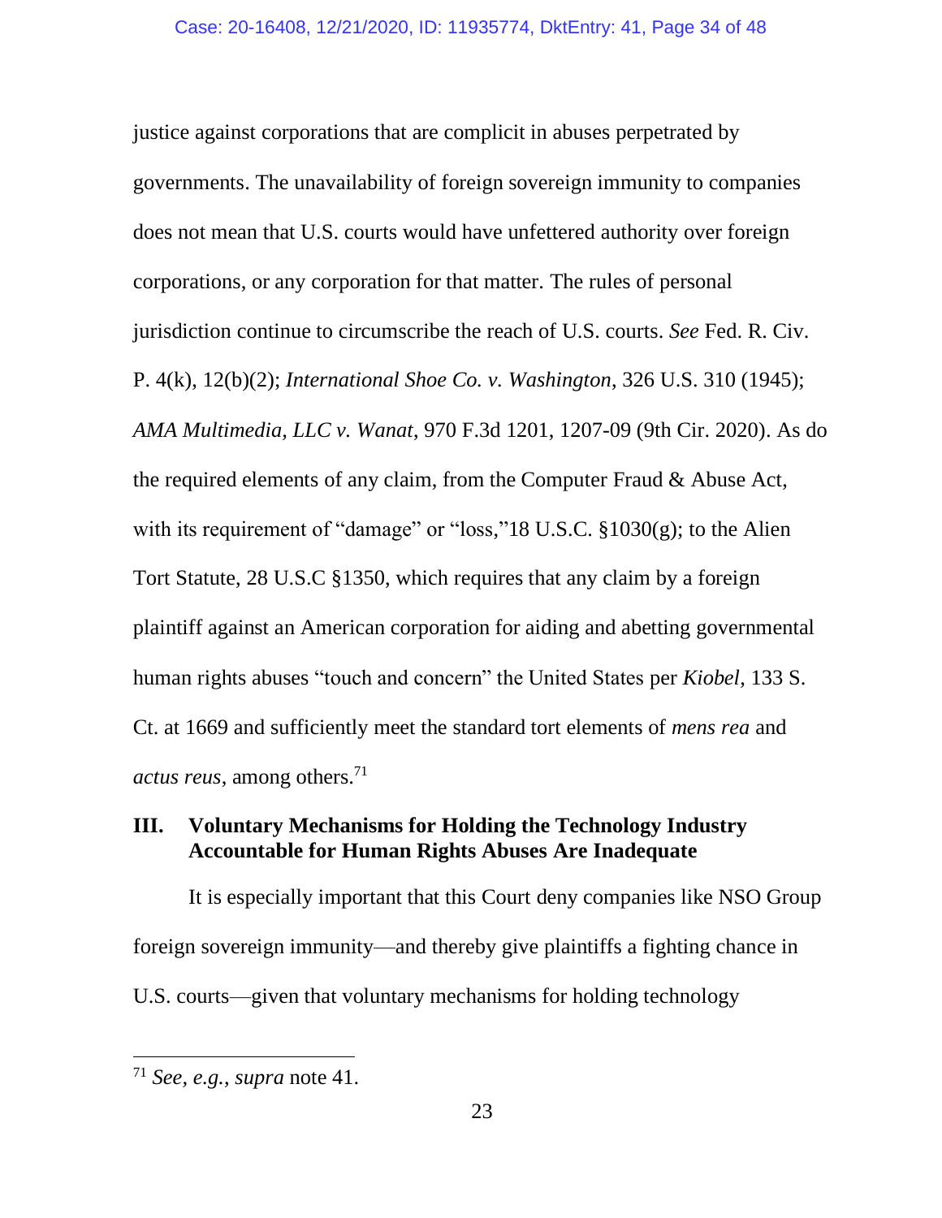justice against corporations that are complicit in abuses perpetrated by governments. The unavailability of foreign sovereign immunity to companies does not mean that U.S. courts would have unfettered authority over foreign corporations, or any corporation for that matter. The rules of personal jurisdiction continue to circumscribe the reach of U.S. courts. *See* Fed. R. Civ. P. 4(k), 12(b)(2); *International Shoe Co. v. Washington*, 326 U.S. 310 (1945); *AMA Multimedia, LLC v. Wanat*, 970 F.3d 1201, 1207-09 (9th Cir. 2020). As do the required elements of any claim, from the Computer Fraud & Abuse Act, with its requirement of "damage" or "loss,"18 U.S.C. §1030(g); to the Alien Tort Statute, 28 U.S.C §1350, which requires that any claim by a foreign plaintiff against an American corporation for aiding and abetting governmental human rights abuses "touch and concern" the United States per *Kiobel*, 133 S. Ct. at 1669 and sufficiently meet the standard tort elements of *mens rea* and *actus reus*, among others.[71]

## III. Voluntary Mechanisms for Holding the Technology Industry Accountable for Human Rights Abuses Are Inadequate

It is especially important that this Court deny companies like NSO Group foreign sovereign immunity—and thereby give plaintiffs a fighting chance in U.S. courts—given that voluntary mechanisms for holding technology

[71] *See, e.g.*, *supra* note 41.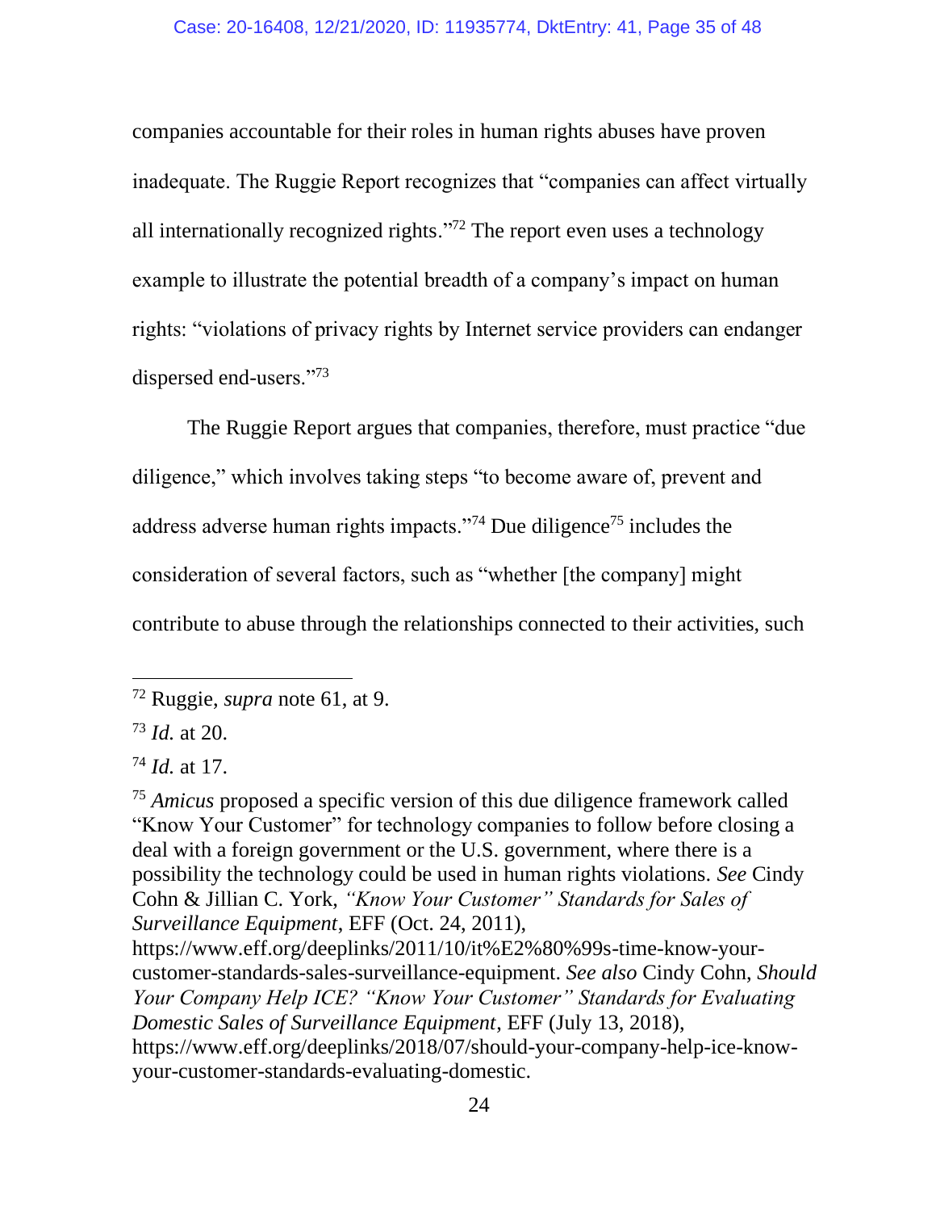companies accountable for their roles in human rights abuses have proven inadequate. The Ruggie Report recognizes that "companies can affect virtually all internationally recognized rights."[72] The report even uses a technology example to illustrate the potential breadth of a company's impact on human rights: "violations of privacy rights by Internet service providers can endanger dispersed end-users."[73]

The Ruggie Report argues that companies, therefore, must practice "due diligence," which involves taking steps "to become aware of, prevent and address adverse human rights impacts."[74] Due diligence[75] includes the consideration of several factors, such as "whether [the company] might contribute to abuse through the relationships connected to their activities, such

---

[72] Ruggie, *supra* note 61, at 9.

[73] *Id.* at 20.

[74] *Id.* at 17.

[75] *Amicus* proposed a specific version of this due diligence framework called "Know Your Customer" for technology companies to follow before closing a deal with a foreign government or the U.S. government, where there is a possibility the technology could be used in human rights violations. *See* Cindy Cohn & Jillian C. York, *"Know Your Customer" Standards for Sales of Surveillance Equipment*, EFF (Oct. 24, 2011), https://www.eff.org/deeplinks/2011/10/it%E2%80%99s-time-know-your-customer-standards-sales-surveillance-equipment. *See also* Cindy Cohn, *Should Your Company Help ICE? "Know Your Customer" Standards for Evaluating Domestic Sales of Surveillance Equipment*, EFF (July 13, 2018), https://www.eff.org/deeplinks/2018/07/should-your-company-help-ice-know-your-customer-standards-evaluating-domestic.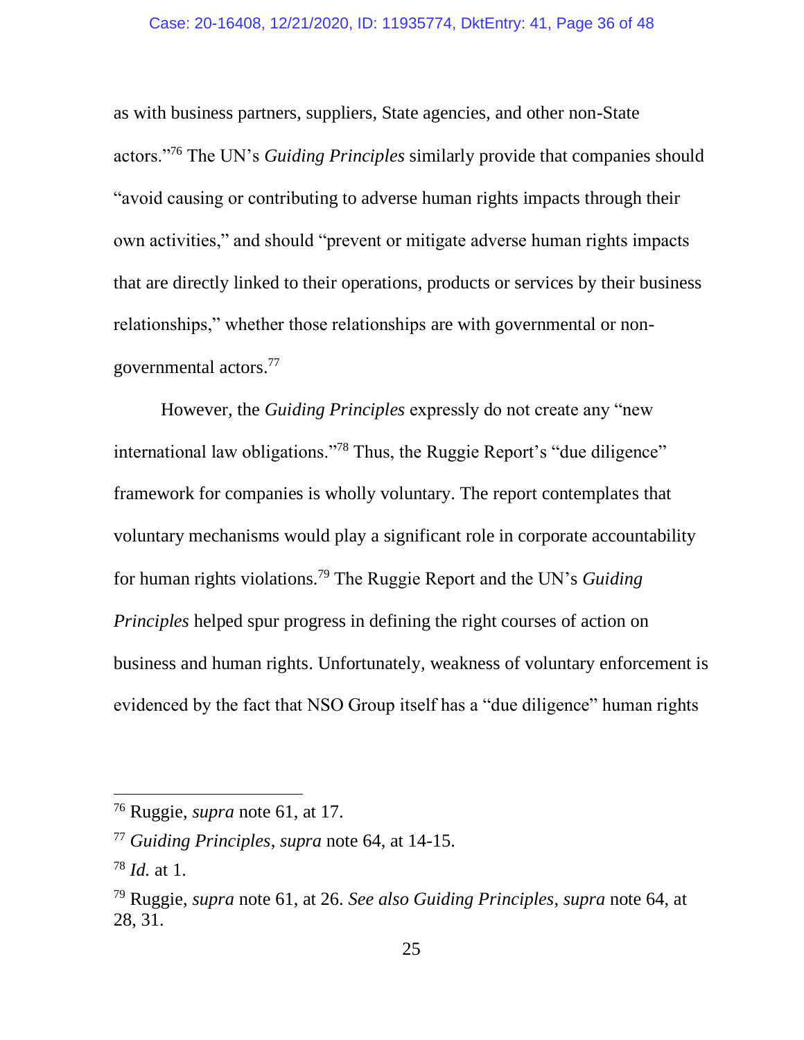as with business partners, suppliers, State agencies, and other non-State actors."[76] The UN's *Guiding Principles* similarly provide that companies should "avoid causing or contributing to adverse human rights impacts through their own activities," and should "prevent or mitigate adverse human rights impacts that are directly linked to their operations, products or services by their business relationships," whether those relationships are with governmental or non-governmental actors.[77]

However, the *Guiding Principles* expressly do not create any "new international law obligations."[78] Thus, the Ruggie Report's "due diligence" framework for companies is wholly voluntary. The report contemplates that voluntary mechanisms would play a significant role in corporate accountability for human rights violations.[79] The Ruggie Report and the UN's *Guiding Principles* helped spur progress in defining the right courses of action on business and human rights. Unfortunately, weakness of voluntary enforcement is evidenced by the fact that NSO Group itself has a "due diligence" human rights

---

[76] Ruggie, *supra* note 61, at 17.

[77] *Guiding Principles*, *supra* note 64, at 14-15.

[78] *Id.* at 1.

[79] Ruggie, *supra* note 61, at 26. *See also Guiding Principles*, *supra* note 64, at 28, 31.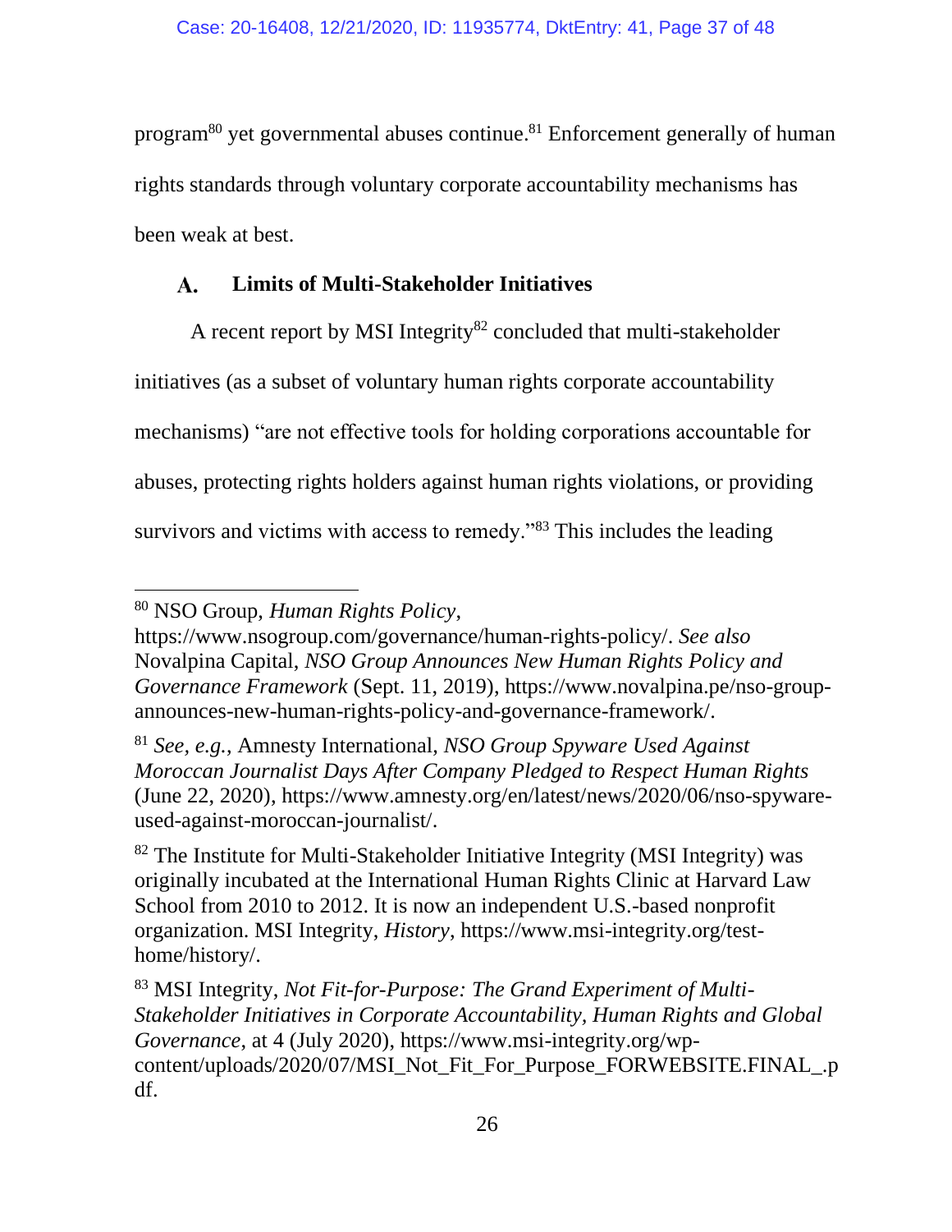program[80] yet governmental abuses continue.[81] Enforcement generally of human rights standards through voluntary corporate accountability mechanisms has been weak at best.

### A. Limits of Multi-Stakeholder Initiatives

A recent report by MSI Integrity[82] concluded that multi-stakeholder initiatives (as a subset of voluntary human rights corporate accountability mechanisms) "are not effective tools for holding corporations accountable for abuses, protecting rights holders against human rights violations, or providing survivors and victims with access to remedy."[83] This includes the leading

---

[80] NSO Group, *Human Rights Policy*, https://www.nsogroup.com/governance/human-rights-policy/. *See also* Novalpina Capital, *NSO Group Announces New Human Rights Policy and Governance Framework* (Sept. 11, 2019), https://www.novalpina.pe/nso-group-announces-new-human-rights-policy-and-governance-framework/.

[81] *See, e.g.*, Amnesty International, *NSO Group Spyware Used Against Moroccan Journalist Days After Company Pledged to Respect Human Rights* (June 22, 2020), https://www.amnesty.org/en/latest/news/2020/06/nso-spyware-used-against-moroccan-journalist/.

[82] The Institute for Multi-Stakeholder Initiative Integrity (MSI Integrity) was originally incubated at the International Human Rights Clinic at Harvard Law School from 2010 to 2012. It is now an independent U.S.-based nonprofit organization. MSI Integrity, *History*, https://www.msi-integrity.org/test-home/history/.

[83] MSI Integrity, *Not Fit-for-Purpose: The Grand Experiment of Multi-Stakeholder Initiatives in Corporate Accountability, Human Rights and Global Governance*, at 4 (July 2020), https://www.msi-integrity.org/wp-content/uploads/2020/07/MSI_Not_Fit_For_Purpose_FORWEBSITE.FINAL_.pdf.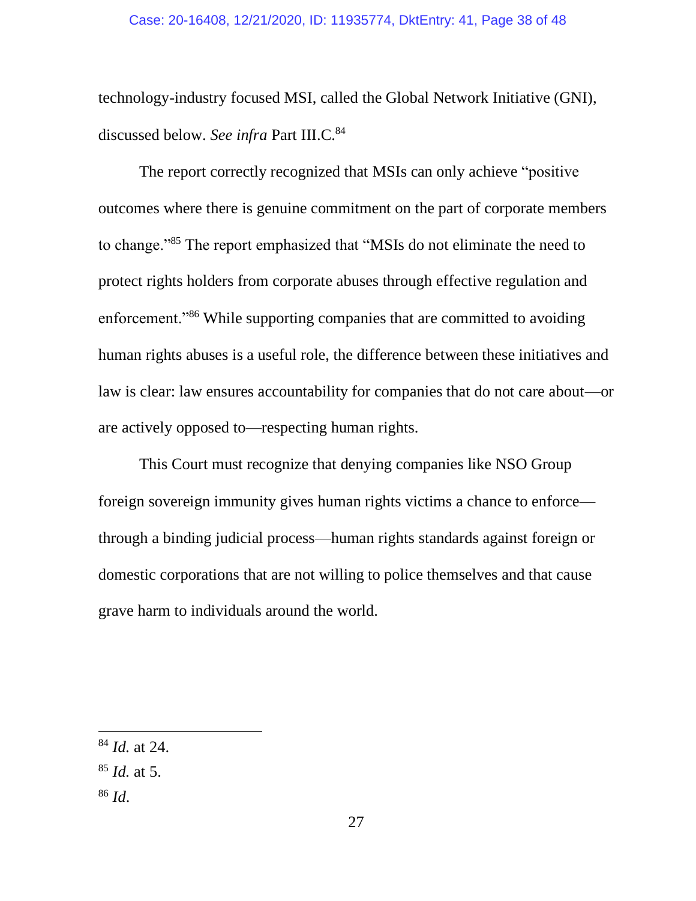technology-industry focused MSI, called the Global Network Initiative (GNI), discussed below. *See infra* Part III.C.[84]

The report correctly recognized that MSIs can only achieve "positive outcomes where there is genuine commitment on the part of corporate members to change."[85] The report emphasized that "MSIs do not eliminate the need to protect rights holders from corporate abuses through effective regulation and enforcement."[86] While supporting companies that are committed to avoiding human rights abuses is a useful role, the difference between these initiatives and law is clear: law ensures accountability for companies that do not care about—or are actively opposed to—respecting human rights.

This Court must recognize that denying companies like NSO Group foreign sovereign immunity gives human rights victims a chance to enforce—through a binding judicial process—human rights standards against foreign or domestic corporations that are not willing to police themselves and that cause grave harm to individuals around the world.

---

[84] *Id.* at 24.

[85] *Id.* at 5.

[86] *Id.*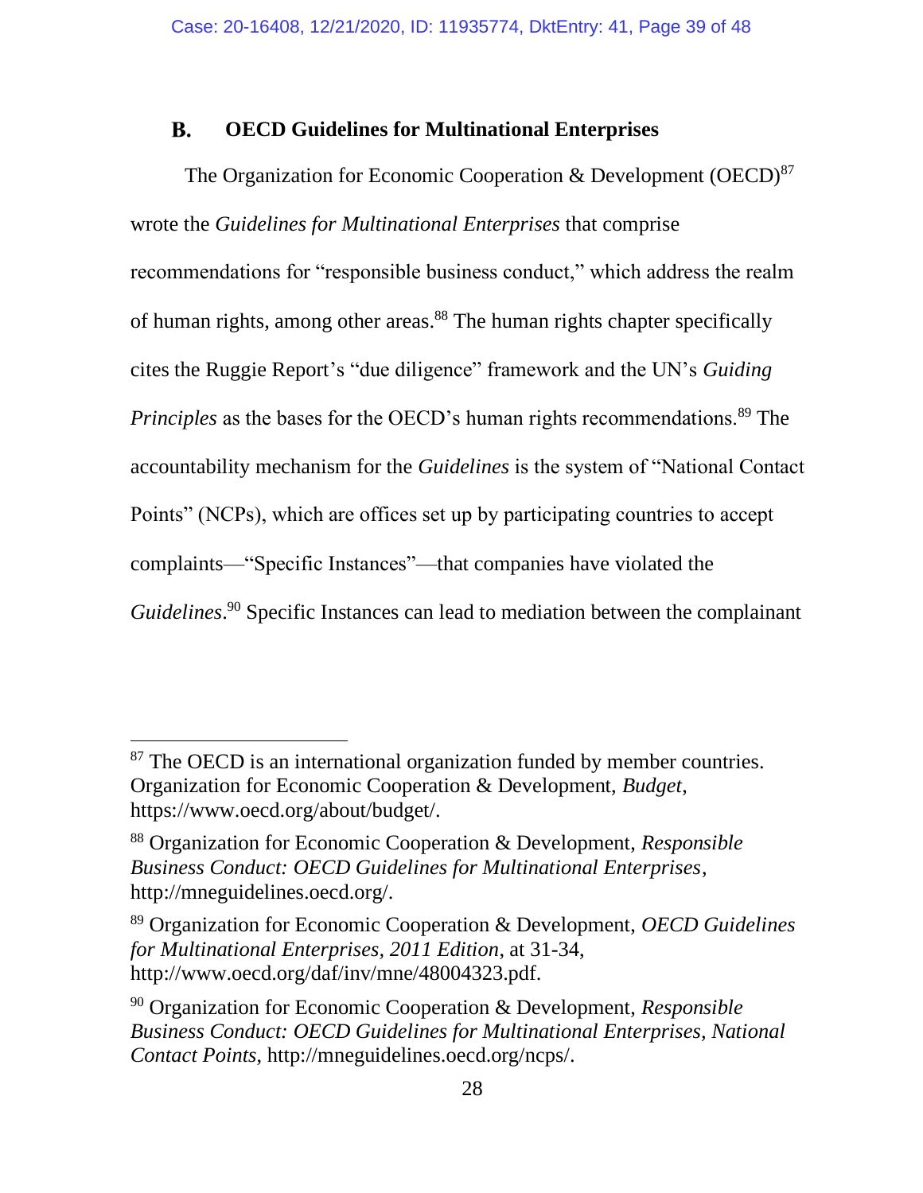### B. OECD Guidelines for Multinational Enterprises

The Organization for Economic Cooperation & Development (OECD)[87] wrote the *Guidelines for Multinational Enterprises* that comprise recommendations for "responsible business conduct," which address the realm of human rights, among other areas.[88] The human rights chapter specifically cites the Ruggie Report's "due diligence" framework and the UN's *Guiding Principles* as the bases for the OECD's human rights recommendations.[89] The accountability mechanism for the *Guidelines* is the system of "National Contact Points" (NCPs), which are offices set up by participating countries to accept complaints—"Specific Instances"—that companies have violated the *Guidelines*.[90] Specific Instances can lead to mediation between the complainant

---

[87] The OECD is an international organization funded by member countries. Organization for Economic Cooperation & Development, *Budget*, https://www.oecd.org/about/budget/.

[88] Organization for Economic Cooperation & Development, *Responsible Business Conduct: OECD Guidelines for Multinational Enterprises*, http://mneguidelines.oecd.org/.

[89] Organization for Economic Cooperation & Development, *OECD Guidelines for Multinational Enterprises, 2011 Edition*, at 31-34, http://www.oecd.org/daf/inv/mne/48004323.pdf.

[90] Organization for Economic Cooperation & Development, *Responsible Business Conduct: OECD Guidelines for Multinational Enterprises, National Contact Points*, http://mneguidelines.oecd.org/ncps/.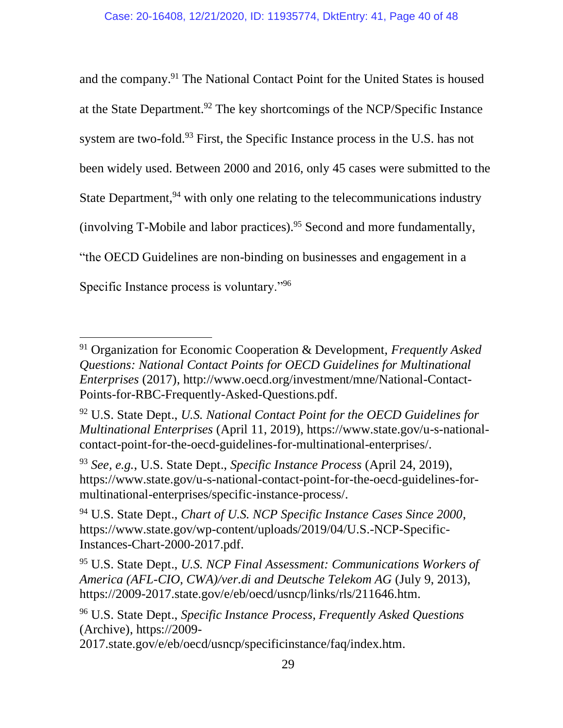and the company.[91] The National Contact Point for the United States is housed at the State Department.[92] The key shortcomings of the NCP/Specific Instance system are two-fold.[93] First, the Specific Instance process in the U.S. has not been widely used. Between 2000 and 2016, only 45 cases were submitted to the State Department,[94] with only one relating to the telecommunications industry (involving T-Mobile and labor practices).[95] Second and more fundamentally, "the OECD Guidelines are non-binding on businesses and engagement in a Specific Instance process is voluntary."[96]

---

[91] Organization for Economic Cooperation & Development, *Frequently Asked Questions: National Contact Points for OECD Guidelines for Multinational Enterprises* (2017), http://www.oecd.org/investment/mne/National-Contact-Points-for-RBC-Frequently-Asked-Questions.pdf.

[92] U.S. State Dept., *U.S. National Contact Point for the OECD Guidelines for Multinational Enterprises* (April 11, 2019), https://www.state.gov/u-s-national-contact-point-for-the-oecd-guidelines-for-multinational-enterprises/.

[93] *See, e.g.*, U.S. State Dept., *Specific Instance Process* (April 24, 2019), https://www.state.gov/u-s-national-contact-point-for-the-oecd-guidelines-for-multinational-enterprises/specific-instance-process/.

[94] U.S. State Dept., *Chart of U.S. NCP Specific Instance Cases Since 2000*, https://www.state.gov/wp-content/uploads/2019/04/U.S.-NCP-Specific-Instances-Chart-2000-2017.pdf.

[95] U.S. State Dept., *U.S. NCP Final Assessment: Communications Workers of America (AFL-CIO, CWA)/ver.di and Deutsche Telekom AG* (July 9, 2013), https://2009-2017.state.gov/e/eb/oecd/usncp/links/rls/211646.htm.

[96] U.S. State Dept., *Specific Instance Process, Frequently Asked Questions* (Archive), https://2009-2017.state.gov/e/eb/oecd/usncp/specificinstance/faq/index.htm.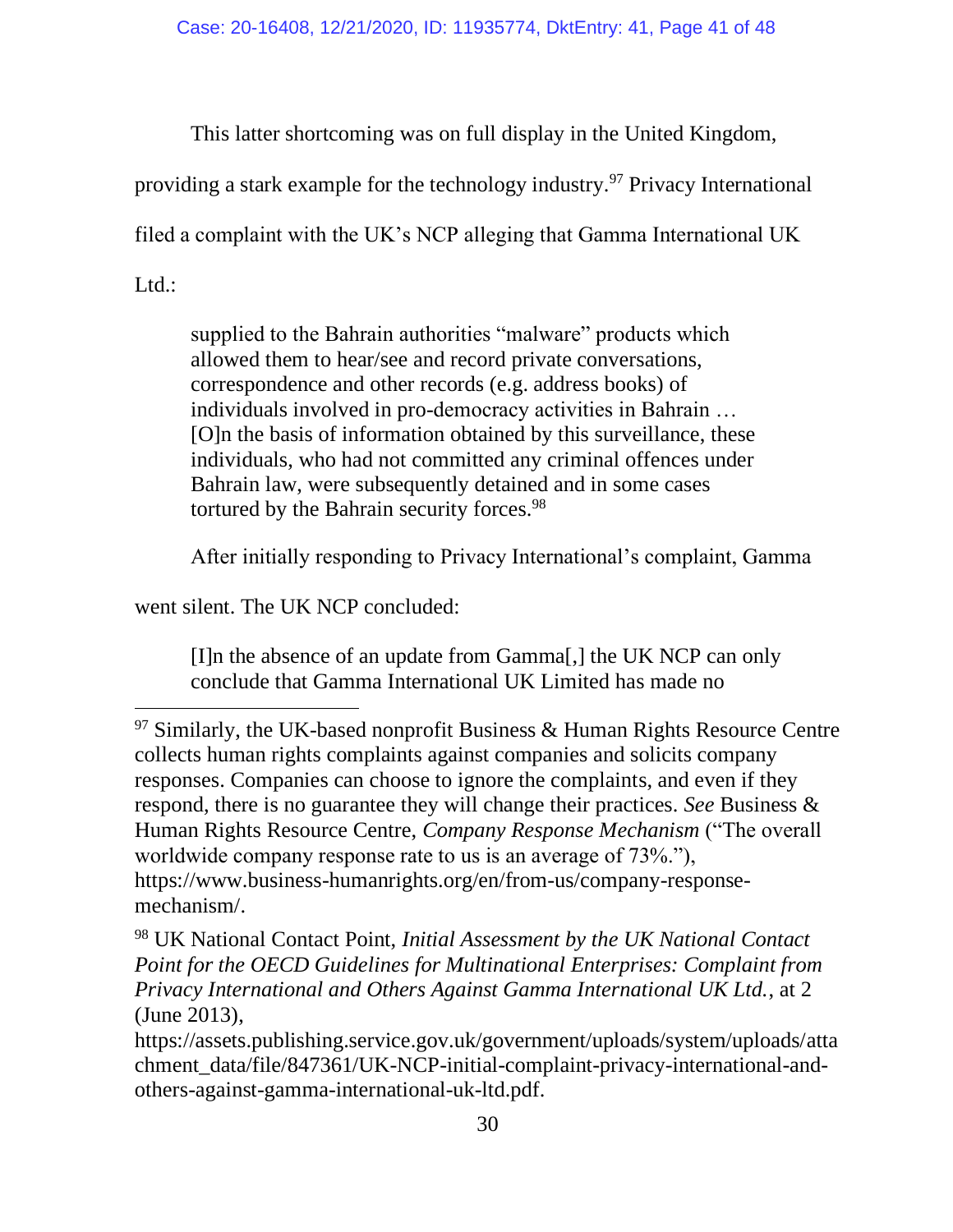This latter shortcoming was on full display in the United Kingdom, providing a stark example for the technology industry.[97] Privacy International filed a complaint with the UK's NCP alleging that Gamma International UK Ltd.:

> supplied to the Bahrain authorities "malware" products which allowed them to hear/see and record private conversations, correspondence and other records (e.g. address books) of individuals involved in pro-democracy activities in Bahrain … [O]n the basis of information obtained by this surveillance, these individuals, who had not committed any criminal offences under Bahrain law, were subsequently detained and in some cases tortured by the Bahrain security forces.[98]

After initially responding to Privacy International's complaint, Gamma went silent. The UK NCP concluded:

> [I]n the absence of an update from Gamma[,] the UK NCP can only conclude that Gamma International UK Limited has made no

---

[97] Similarly, the UK-based nonprofit Business & Human Rights Resource Centre collects human rights complaints against companies and solicits company responses. Companies can choose to ignore the complaints, and even if they respond, there is no guarantee they will change their practices. *See* Business & Human Rights Resource Centre, *Company Response Mechanism* ("The overall worldwide company response rate to us is an average of 73%."), https://www.business-humanrights.org/en/from-us/company-response-mechanism/.

[98] UK National Contact Point, *Initial Assessment by the UK National Contact Point for the OECD Guidelines for Multinational Enterprises: Complaint from Privacy International and Others Against Gamma International UK Ltd.*, at 2 (June 2013), https://assets.publishing.service.gov.uk/government/uploads/system/uploads/attachment_data/file/847361/UK-NCP-initial-complaint-privacy-international-and-others-against-gamma-international-uk-ltd.pdf.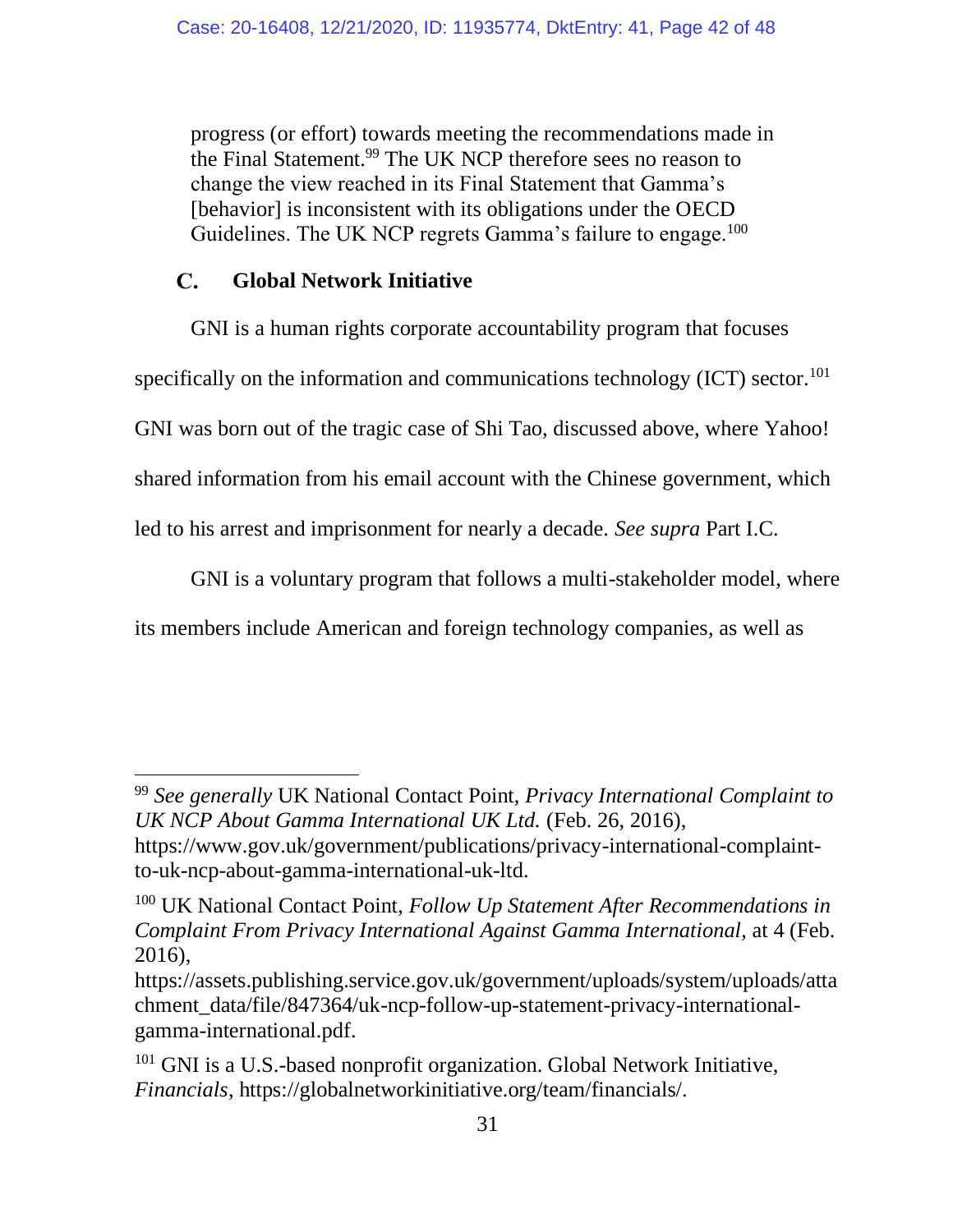> progress (or effort) towards meeting the recommendations made in the Final Statement.[99] The UK NCP therefore sees no reason to change the view reached in its Final Statement that Gamma's [behavior] is inconsistent with its obligations under the OECD Guidelines. The UK NCP regrets Gamma's failure to engage.[100]

### C. Global Network Initiative

GNI is a human rights corporate accountability program that focuses specifically on the information and communications technology (ICT) sector.[101] GNI was born out of the tragic case of Shi Tao, discussed above, where Yahoo! shared information from his email account with the Chinese government, which led to his arrest and imprisonment for nearly a decade. *See supra* Part I.C.

GNI is a voluntary program that follows a multi-stakeholder model, where its members include American and foreign technology companies, as well as

---

[99] *See generally* UK National Contact Point, *Privacy International Complaint to UK NCP About Gamma International UK Ltd.* (Feb. 26, 2016), https://www.gov.uk/government/publications/privacy-international-complaint-to-uk-ncp-about-gamma-international-uk-ltd.

[100] UK National Contact Point, *Follow Up Statement After Recommendations in Complaint From Privacy International Against Gamma International*, at 4 (Feb. 2016), https://assets.publishing.service.gov.uk/government/uploads/system/uploads/attachment_data/file/847364/uk-ncp-follow-up-statement-privacy-international-gamma-international.pdf.

[101] GNI is a U.S.-based nonprofit organization. Global Network Initiative, *Financials*, https://globalnetworkinitiative.org/team/financials/.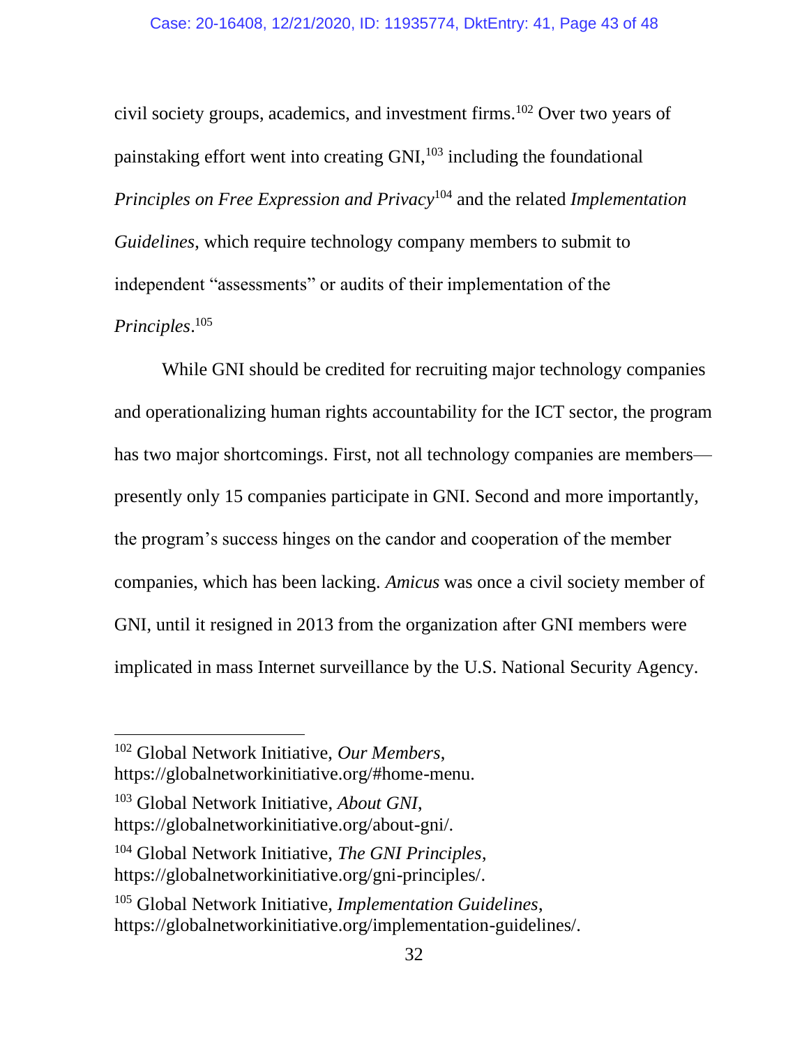civil society groups, academics, and investment firms.[102] Over two years of painstaking effort went into creating GNI,[103] including the foundational *Principles on Free Expression and Privacy*[104] and the related *Implementation Guidelines*, which require technology company members to submit to independent "assessments" or audits of their implementation of the *Principles*.[105]

While GNI should be credited for recruiting major technology companies and operationalizing human rights accountability for the ICT sector, the program has two major shortcomings. First, not all technology companies are members—presently only 15 companies participate in GNI. Second and more importantly, the program's success hinges on the candor and cooperation of the member companies, which has been lacking. *Amicus* was once a civil society member of GNI, until it resigned in 2013 from the organization after GNI members were implicated in mass Internet surveillance by the U.S. National Security Agency.

---

[102] Global Network Initiative, *Our Members*, https://globalnetworkinitiative.org/#home-menu.

[103] Global Network Initiative, *About GNI*, https://globalnetworkinitiative.org/about-gni/.

[104] Global Network Initiative, *The GNI Principles*, https://globalnetworkinitiative.org/gni-principles/.

[105] Global Network Initiative, *Implementation Guidelines*, https://globalnetworkinitiative.org/implementation-guidelines/.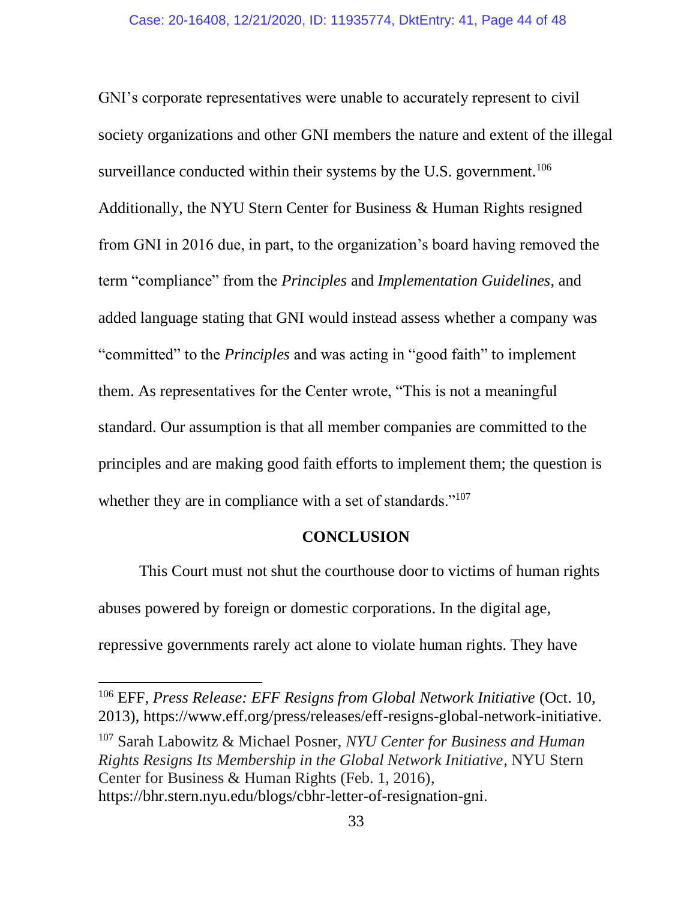GNI's corporate representatives were unable to accurately represent to civil society organizations and other GNI members the nature and extent of the illegal surveillance conducted within their systems by the U.S. government.[106] Additionally, the NYU Stern Center for Business & Human Rights resigned from GNI in 2016 due, in part, to the organization's board having removed the term "compliance" from the *Principles* and *Implementation Guidelines*, and added language stating that GNI would instead assess whether a company was "committed" to the *Principles* and was acting in "good faith" to implement them. As representatives for the Center wrote, "This is not a meaningful standard. Our assumption is that all member companies are committed to the principles and are making good faith efforts to implement them; the question is whether they are in compliance with a set of standards."[107]

## CONCLUSION

This Court must not shut the courthouse door to victims of human rights abuses powered by foreign or domestic corporations. In the digital age, repressive governments rarely act alone to violate human rights. They have

---

[106] EFF, *Press Release: EFF Resigns from Global Network Initiative* (Oct. 10, 2013), https://www.eff.org/press/releases/eff-resigns-global-network-initiative.

[107] Sarah Labowitz & Michael Posner, *NYU Center for Business and Human Rights Resigns Its Membership in the Global Network Initiative*, NYU Stern Center for Business & Human Rights (Feb. 1, 2016), https://bhr.stern.nyu.edu/blogs/cbhr-letter-of-resignation-gni.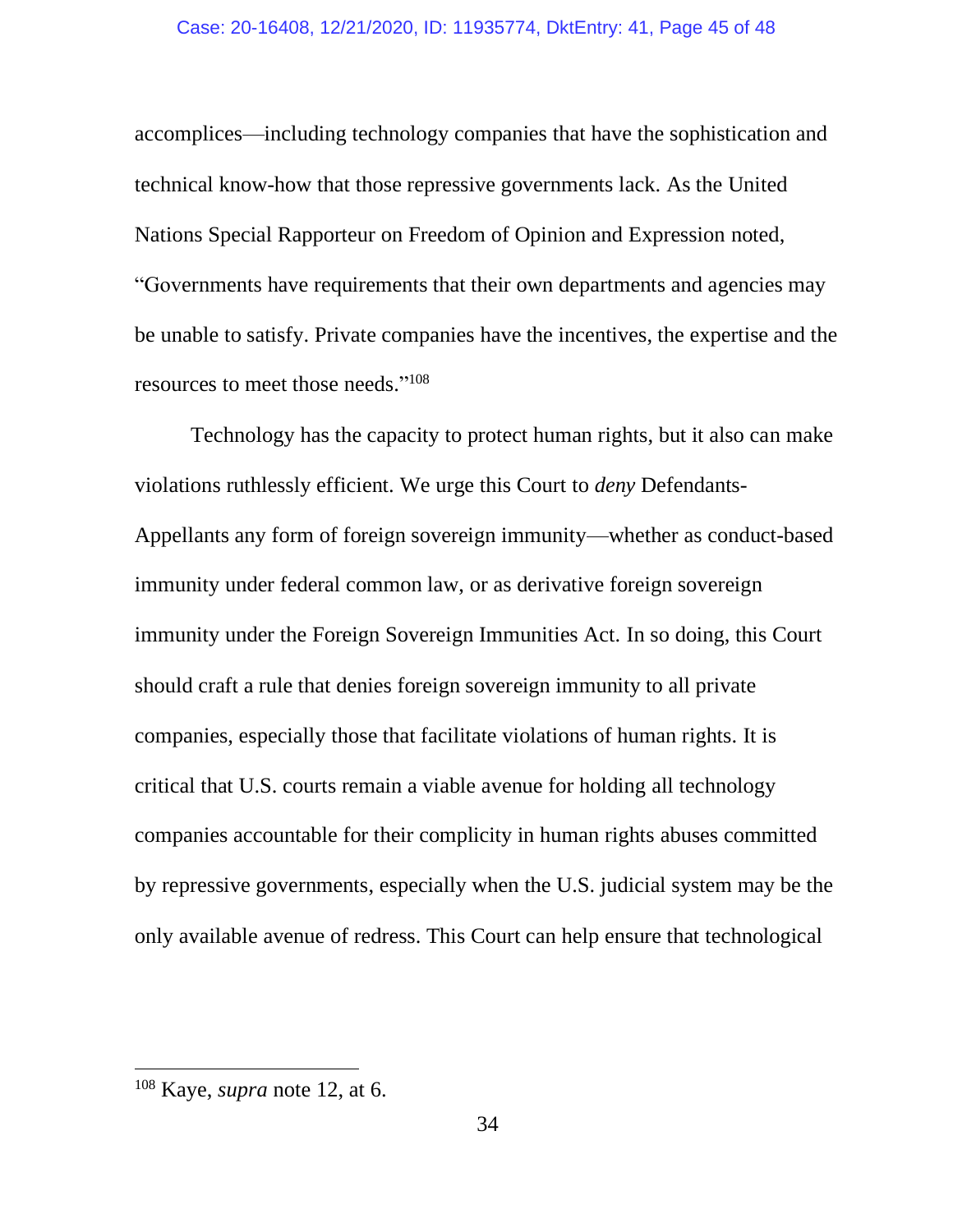accomplices—including technology companies that have the sophistication and technical know-how that those repressive governments lack. As the United Nations Special Rapporteur on Freedom of Opinion and Expression noted, "Governments have requirements that their own departments and agencies may be unable to satisfy. Private companies have the incentives, the expertise and the resources to meet those needs."[108]

Technology has the capacity to protect human rights, but it also can make violations ruthlessly efficient. We urge this Court to *deny* Defendants-Appellants any form of foreign sovereign immunity—whether as conduct-based immunity under federal common law, or as derivative foreign sovereign immunity under the Foreign Sovereign Immunities Act. In so doing, this Court should craft a rule that denies foreign sovereign immunity to all private companies, especially those that facilitate violations of human rights. It is critical that U.S. courts remain a viable avenue for holding all technology companies accountable for their complicity in human rights abuses committed by repressive governments, especially when the U.S. judicial system may be the only available avenue of redress. This Court can help ensure that technological

---

[108] Kaye, *supra* note 12, at 6.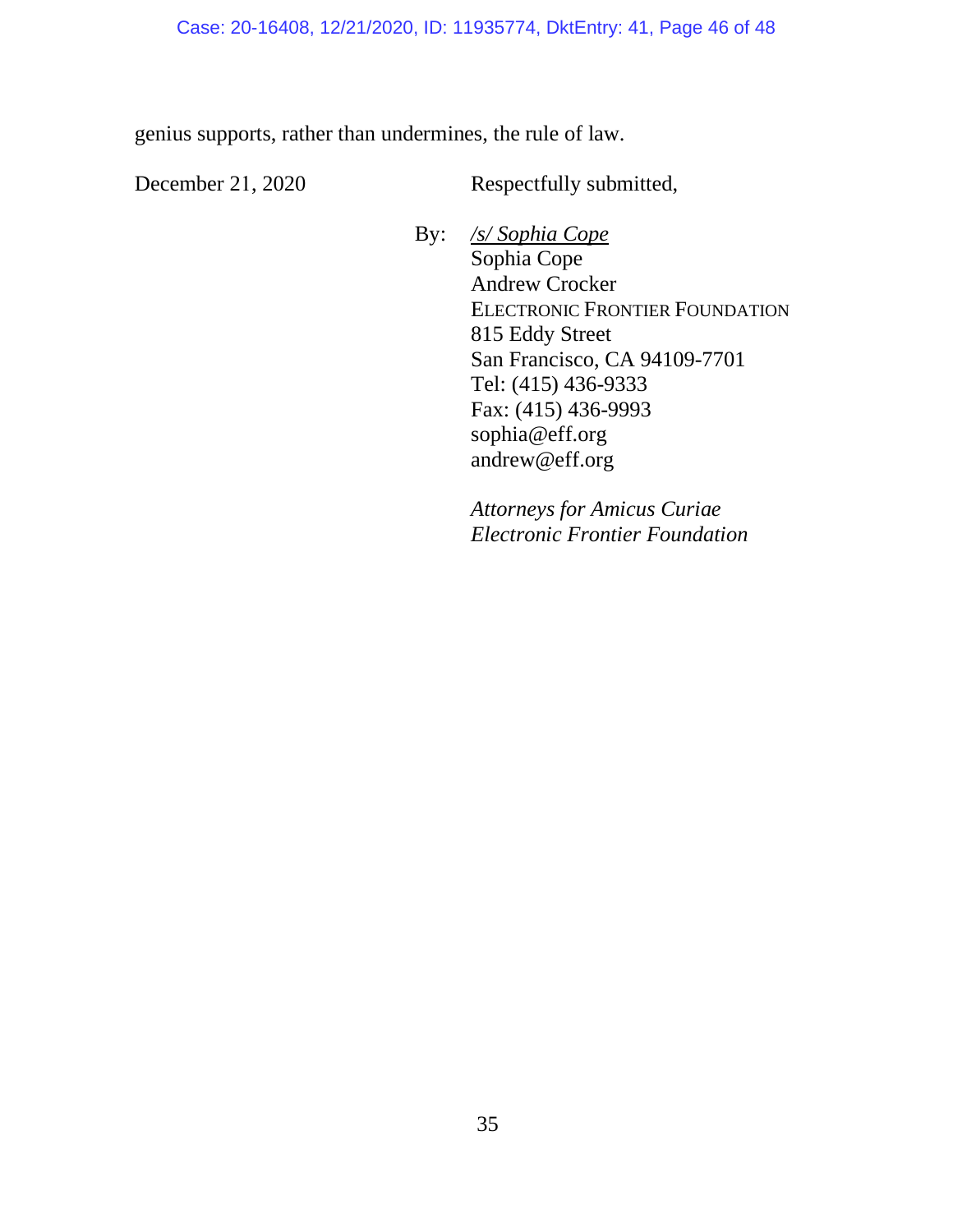genius supports, rather than undermines, the rule of law.

December 21, 2020

Respectfully submitted,

By: */s/ Sophia Cope*
Sophia Cope
Andrew Crocker
ELECTRONIC FRONTIER FOUNDATION
815 Eddy Street
San Francisco, CA 94109-7701
Tel: (415) 436-9333
Fax: (415) 436-9993
sophia@eff.org
andrew@eff.org

*Attorneys for Amicus Curiae*
*Electronic Frontier Foundation*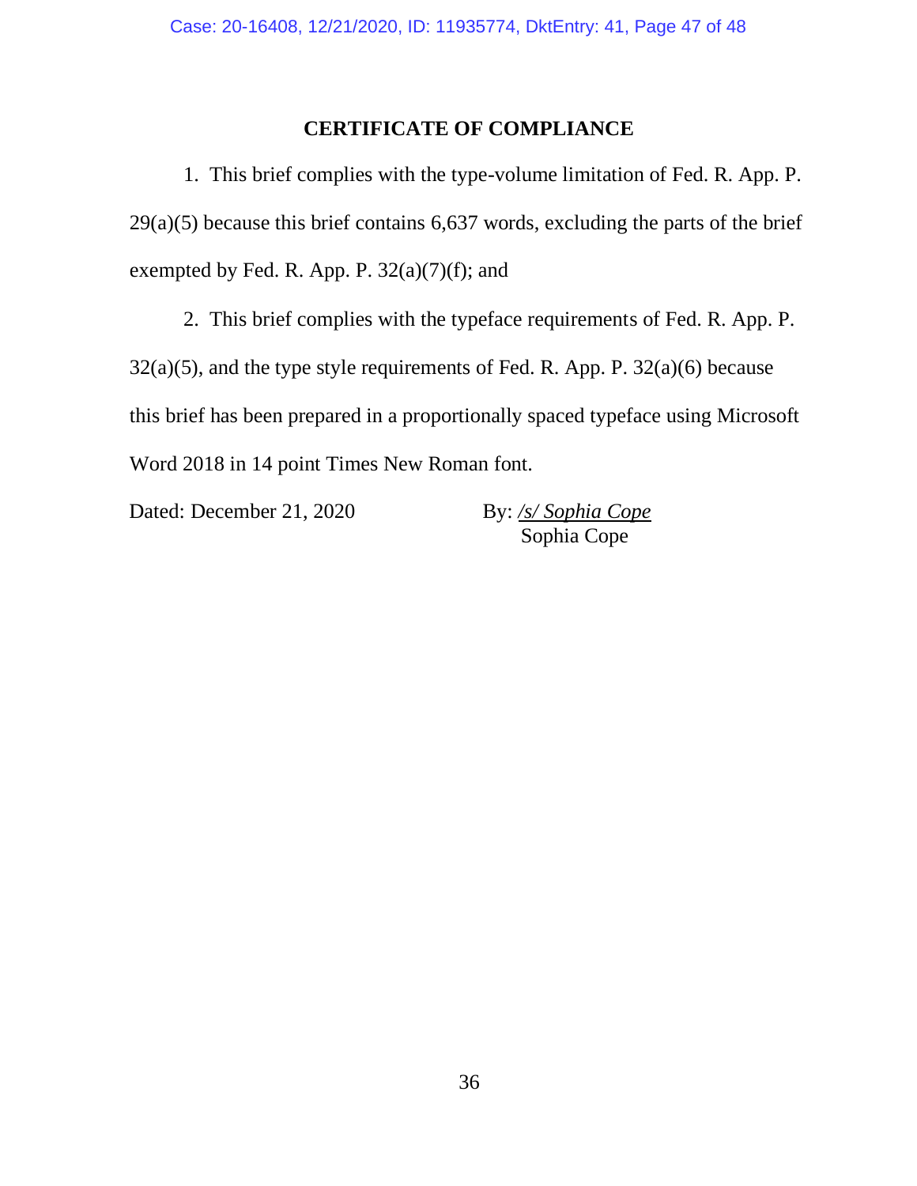## CERTIFICATE OF COMPLIANCE

1. This brief complies with the type-volume limitation of Fed. R. App. P. 29(a)(5) because this brief contains 6,637 words, excluding the parts of the brief exempted by Fed. R. App. P. 32(a)(7)(f); and

2. This brief complies with the typeface requirements of Fed. R. App. P. 32(a)(5), and the type style requirements of Fed. R. App. P. 32(a)(6) because this brief has been prepared in a proportionally spaced typeface using Microsoft Word 2018 in 14 point Times New Roman font.

Dated: December 21, 2020

By: */s/ Sophia Cope*
Sophia Cope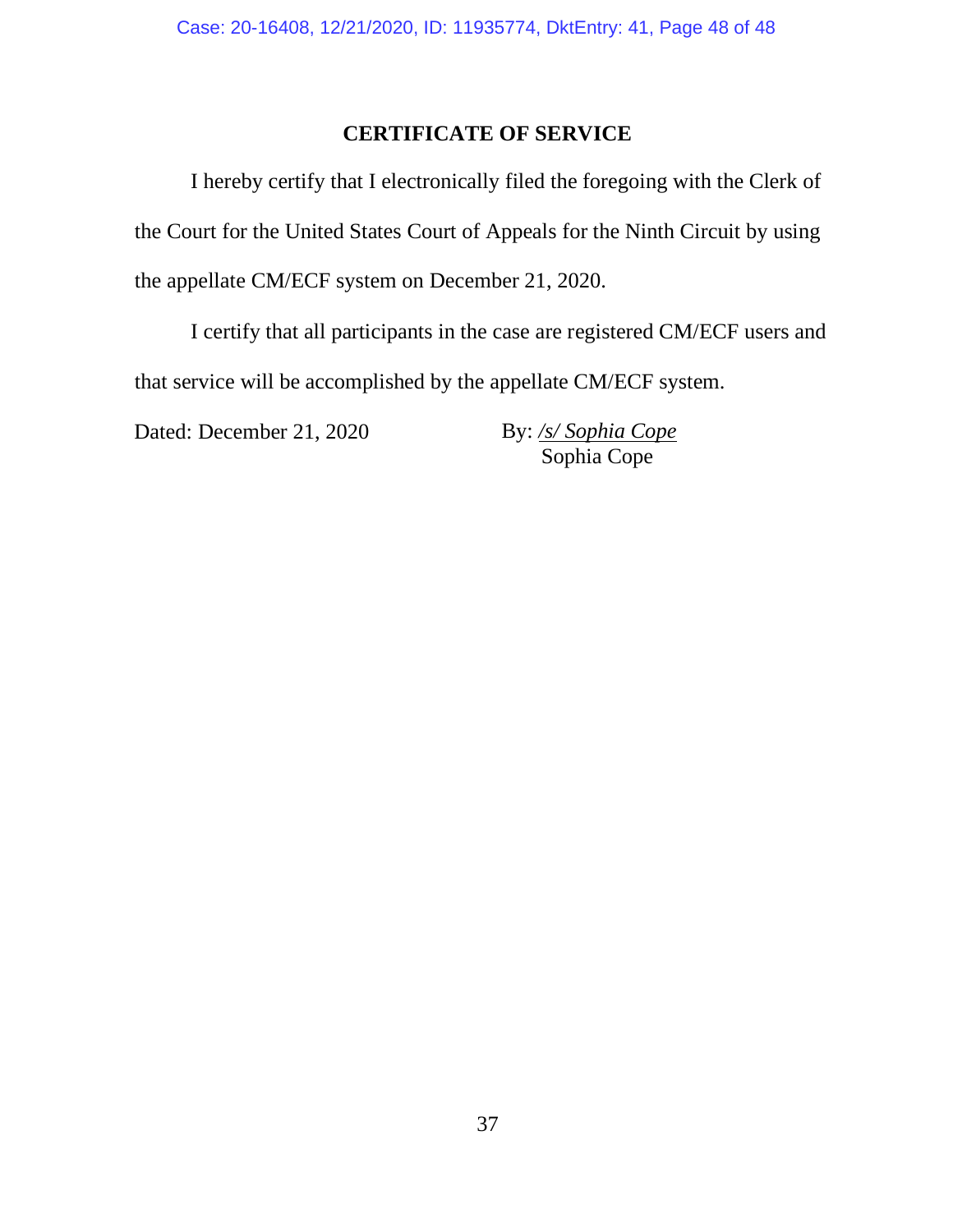## CERTIFICATE OF SERVICE

I hereby certify that I electronically filed the foregoing with the Clerk of the Court for the United States Court of Appeals for the Ninth Circuit by using the appellate CM/ECF system on December 21, 2020.

I certify that all participants in the case are registered CM/ECF users and that service will be accomplished by the appellate CM/ECF system.

Dated: December 21, 2020

By: */s/ Sophia Cope*
Sophia Cope